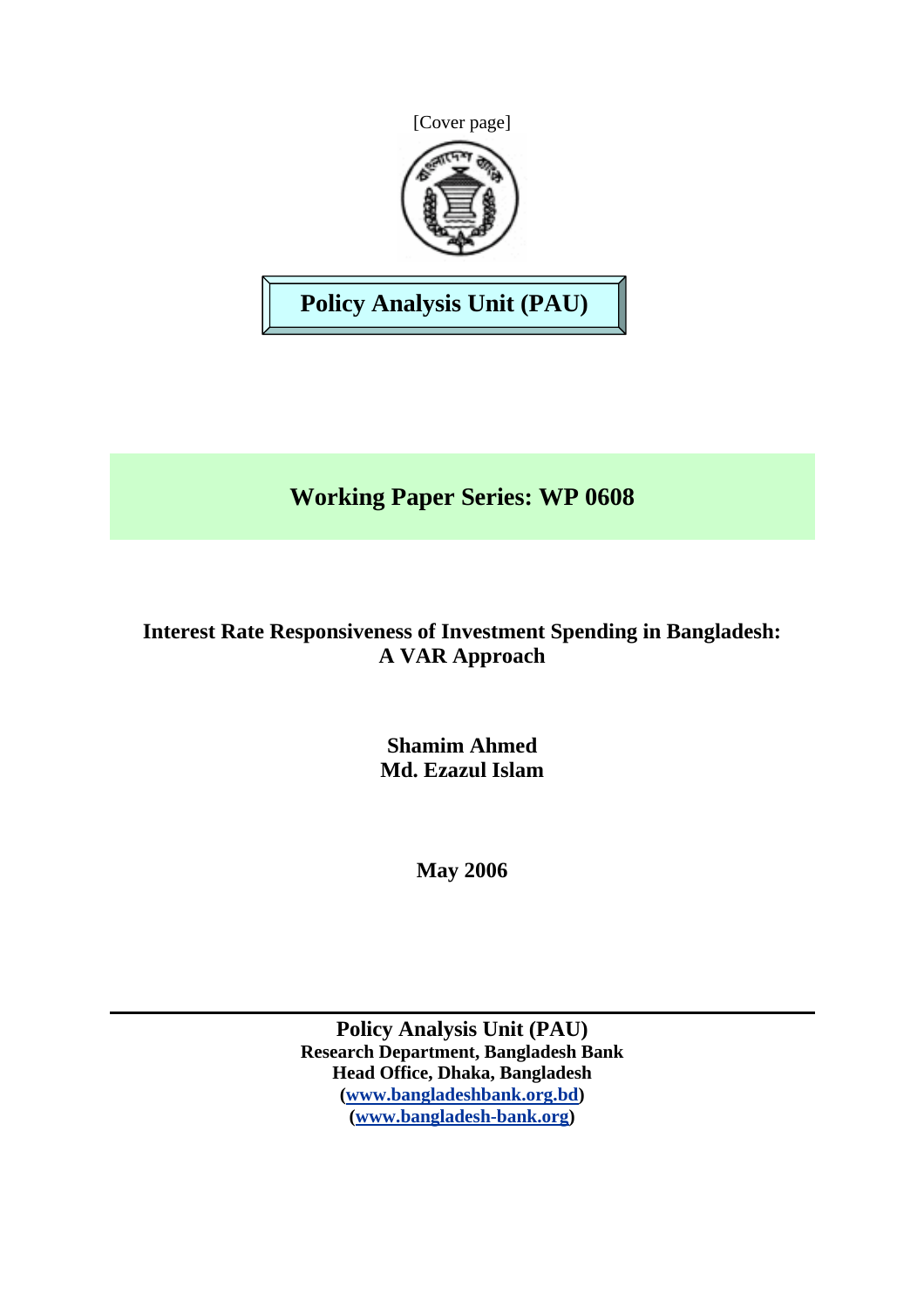[Cover page]

**Policy Analysis Unit (PAU)**

## Working Paper Series: WP 0608

# Interest Rate Responsiveness of Investment Spending in Bangladesh: A VAR Approach

**Shamim Ahmed**
**Md. Ezazul Islam**

**May 2006**

---

**Policy Analysis Unit (PAU)**
**Research Department, Bangladesh Bank**
**Head Office, Dhaka, Bangladesh**
**(www.bangladeshbank.org.bd)**
**(www.bangladesh-bank.org)**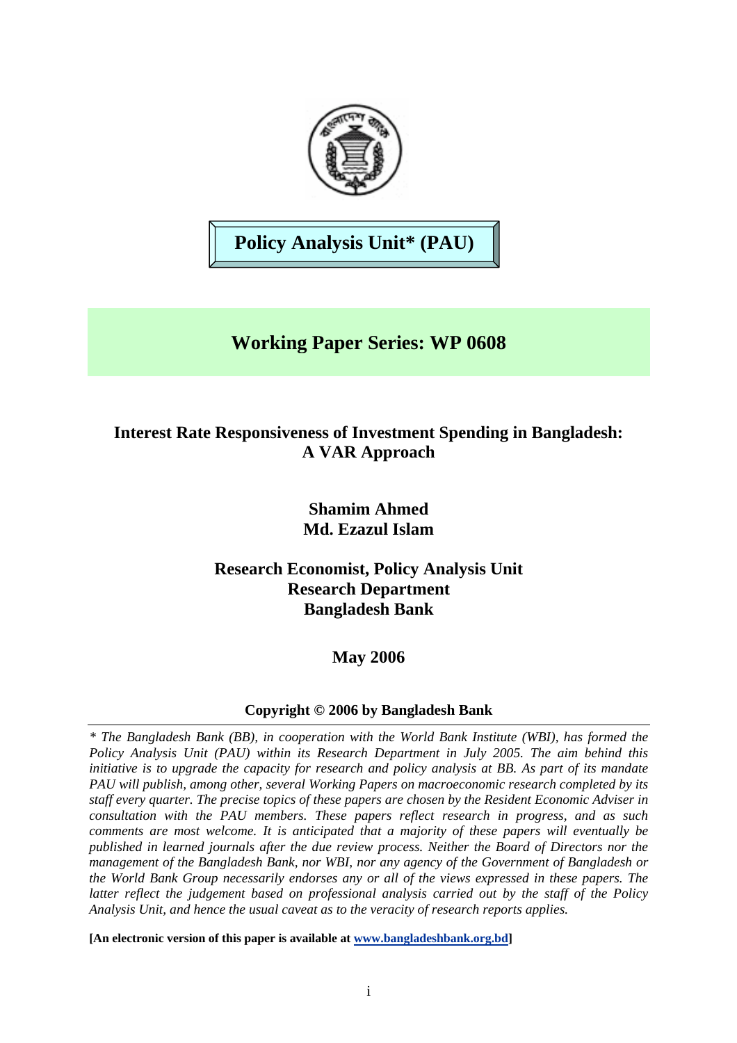**Policy Analysis Unit* (PAU)**

# Working Paper Series: WP 0608

## Interest Rate Responsiveness of Investment Spending in Bangladesh: A VAR Approach

**Shamim Ahmed**
**Md. Ezazul Islam**

**Research Economist, Policy Analysis Unit**
**Research Department**
**Bangladesh Bank**

**May 2006**

**Copyright © 2006 by Bangladesh Bank**

---

*\* The Bangladesh Bank (BB), in cooperation with the World Bank Institute (WBI), has formed the Policy Analysis Unit (PAU) within its Research Department in July 2005. The aim behind this initiative is to upgrade the capacity for research and policy analysis at BB. As part of its mandate PAU will publish, among other, several Working Papers on macroeconomic research completed by its staff every quarter. The precise topics of these papers are chosen by the Resident Economic Adviser in consultation with the PAU members. These papers reflect research in progress, and as such comments are most welcome. It is anticipated that a majority of these papers will eventually be published in learned journals after the due review process. Neither the Board of Directors nor the management of the Bangladesh Bank, nor WBI, nor any agency of the Government of Bangladesh or the World Bank Group necessarily endorses any or all of the views expressed in these papers. The latter reflect the judgement based on professional analysis carried out by the staff of the Policy Analysis Unit, and hence the usual caveat as to the veracity of research reports applies.*

**[An electronic version of this paper is available at www.bangladeshbank.org.bd]**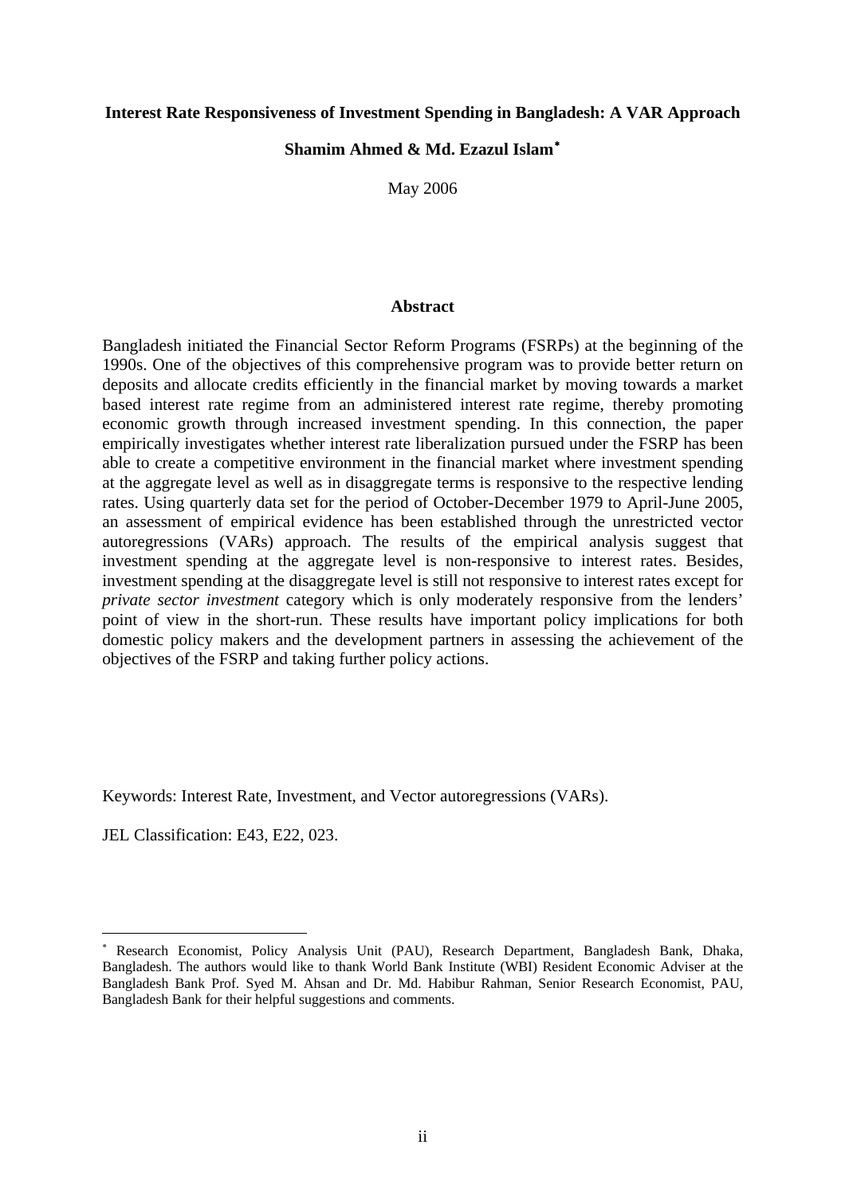**Interest Rate Responsiveness of Investment Spending in Bangladesh: A VAR Approach**

**Shamim Ahmed & Md. Ezazul Islam**[*]

May 2006

**Abstract**

Bangladesh initiated the Financial Sector Reform Programs (FSRPs) at the beginning of the 1990s. One of the objectives of this comprehensive program was to provide better return on deposits and allocate credits efficiently in the financial market by moving towards a market based interest rate regime from an administered interest rate regime, thereby promoting economic growth through increased investment spending. In this connection, the paper empirically investigates whether interest rate liberalization pursued under the FSRP has been able to create a competitive environment in the financial market where investment spending at the aggregate level as well as in disaggregate terms is responsive to the respective lending rates. Using quarterly data set for the period of October-December 1979 to April-June 2005, an assessment of empirical evidence has been established through the unrestricted vector autoregressions (VARs) approach. The results of the empirical analysis suggest that investment spending at the aggregate level is non-responsive to interest rates. Besides, investment spending at the disaggregate level is still not responsive to interest rates except for *private sector investment* category which is only moderately responsive from the lenders' point of view in the short-run. These results have important policy implications for both domestic policy makers and the development partners in assessing the achievement of the objectives of the FSRP and taking further policy actions.

Keywords: Interest Rate, Investment, and Vector autoregressions (VARs).

JEL Classification: E43, E22, 023.

[*] Research Economist, Policy Analysis Unit (PAU), Research Department, Bangladesh Bank, Dhaka, Bangladesh. The authors would like to thank World Bank Institute (WBI) Resident Economic Adviser at the Bangladesh Bank Prof. Syed M. Ahsan and Dr. Md. Habibur Rahman, Senior Research Economist, PAU, Bangladesh Bank for their helpful suggestions and comments.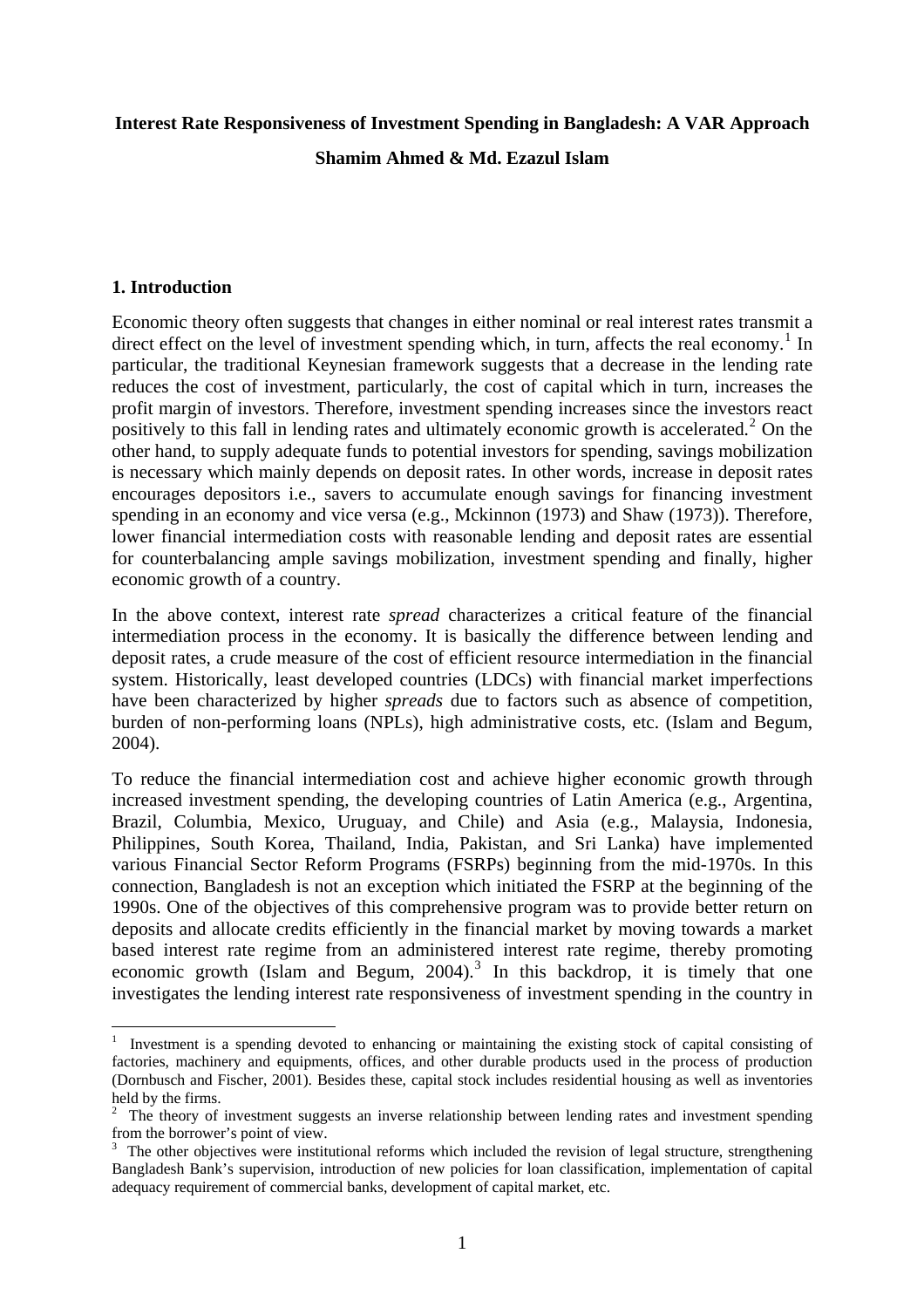**Interest Rate Responsiveness of Investment Spending in Bangladesh: A VAR Approach**

**Shamim Ahmed & Md. Ezazul Islam**

## 1. Introduction

Economic theory often suggests that changes in either nominal or real interest rates transmit a direct effect on the level of investment spending which, in turn, affects the real economy.[1] In particular, the traditional Keynesian framework suggests that a decrease in the lending rate reduces the cost of investment, particularly, the cost of capital which in turn, increases the profit margin of investors. Therefore, investment spending increases since the investors react positively to this fall in lending rates and ultimately economic growth is accelerated.[2] On the other hand, to supply adequate funds to potential investors for spending, savings mobilization is necessary which mainly depends on deposit rates. In other words, increase in deposit rates encourages depositors i.e., savers to accumulate enough savings for financing investment spending in an economy and vice versa (e.g., Mckinnon (1973) and Shaw (1973)). Therefore, lower financial intermediation costs with reasonable lending and deposit rates are essential for counterbalancing ample savings mobilization, investment spending and finally, higher economic growth of a country.

In the above context, interest rate *spread* characterizes a critical feature of the financial intermediation process in the economy. It is basically the difference between lending and deposit rates, a crude measure of the cost of efficient resource intermediation in the financial system. Historically, least developed countries (LDCs) with financial market imperfections have been characterized by higher *spreads* due to factors such as absence of competition, burden of non-performing loans (NPLs), high administrative costs, etc. (Islam and Begum, 2004).

To reduce the financial intermediation cost and achieve higher economic growth through increased investment spending, the developing countries of Latin America (e.g., Argentina, Brazil, Columbia, Mexico, Uruguay, and Chile) and Asia (e.g., Malaysia, Indonesia, Philippines, South Korea, Thailand, India, Pakistan, and Sri Lanka) have implemented various Financial Sector Reform Programs (FSRPs) beginning from the mid-1970s. In this connection, Bangladesh is not an exception which initiated the FSRP at the beginning of the 1990s. One of the objectives of this comprehensive program was to provide better return on deposits and allocate credits efficiently in the financial market by moving towards a market based interest rate regime from an administered interest rate regime, thereby promoting economic growth (Islam and Begum, 2004).[3] In this backdrop, it is timely that one investigates the lending interest rate responsiveness of investment spending in the country in

---

[1] Investment is a spending devoted to enhancing or maintaining the existing stock of capital consisting of factories, machinery and equipments, offices, and other durable products used in the process of production (Dornbusch and Fischer, 2001). Besides these, capital stock includes residential housing as well as inventories held by the firms.

[2] The theory of investment suggests an inverse relationship between lending rates and investment spending from the borrower's point of view.

[3] The other objectives were institutional reforms which included the revision of legal structure, strengthening Bangladesh Bank's supervision, introduction of new policies for loan classification, implementation of capital adequacy requirement of commercial banks, development of capital market, etc.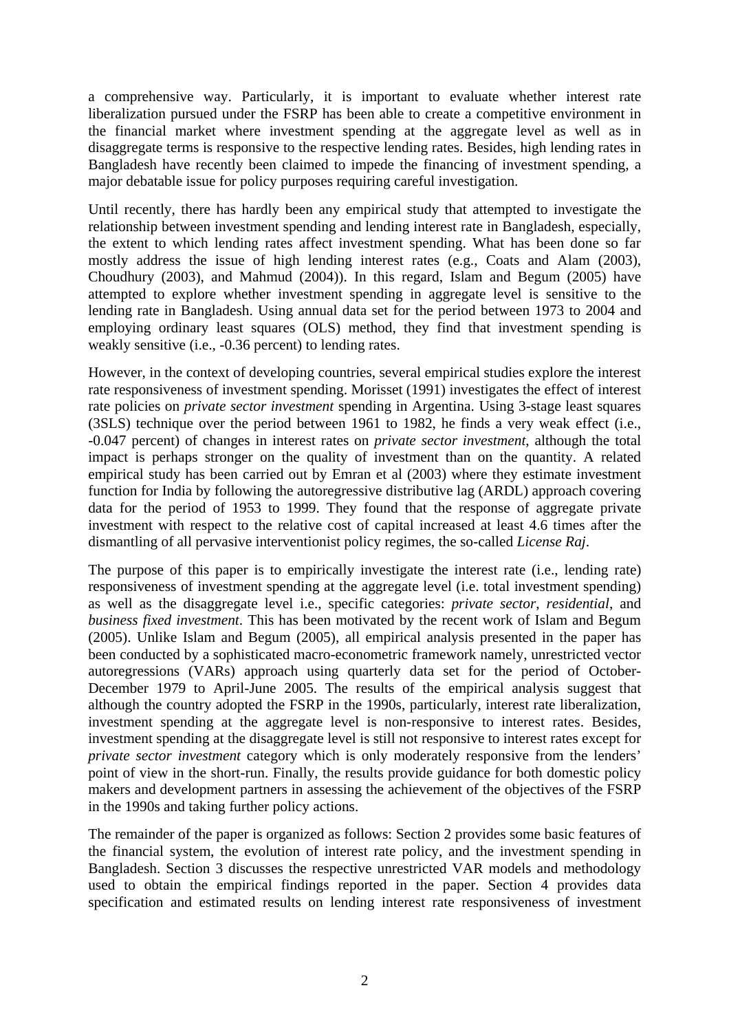a comprehensive way. Particularly, it is important to evaluate whether interest rate liberalization pursued under the FSRP has been able to create a competitive environment in the financial market where investment spending at the aggregate level as well as in disaggregate terms is responsive to the respective lending rates. Besides, high lending rates in Bangladesh have recently been claimed to impede the financing of investment spending, a major debatable issue for policy purposes requiring careful investigation.

Until recently, there has hardly been any empirical study that attempted to investigate the relationship between investment spending and lending interest rate in Bangladesh, especially, the extent to which lending rates affect investment spending. What has been done so far mostly address the issue of high lending interest rates (e.g., Coats and Alam (2003), Choudhury (2003), and Mahmud (2004)). In this regard, Islam and Begum (2005) have attempted to explore whether investment spending in aggregate level is sensitive to the lending rate in Bangladesh. Using annual data set for the period between 1973 to 2004 and employing ordinary least squares (OLS) method, they find that investment spending is weakly sensitive (i.e., -0.36 percent) to lending rates.

However, in the context of developing countries, several empirical studies explore the interest rate responsiveness of investment spending. Morisset (1991) investigates the effect of interest rate policies on *private sector investment* spending in Argentina. Using 3-stage least squares (3SLS) technique over the period between 1961 to 1982, he finds a very weak effect (i.e., -0.047 percent) of changes in interest rates on *private sector investment*, although the total impact is perhaps stronger on the quality of investment than on the quantity. A related empirical study has been carried out by Emran et al (2003) where they estimate investment function for India by following the autoregressive distributive lag (ARDL) approach covering data for the period of 1953 to 1999. They found that the response of aggregate private investment with respect to the relative cost of capital increased at least 4.6 times after the dismantling of all pervasive interventionist policy regimes, the so-called *License Raj*.

The purpose of this paper is to empirically investigate the interest rate (i.e., lending rate) responsiveness of investment spending at the aggregate level (i.e. total investment spending) as well as the disaggregate level i.e., specific categories: *private sector*, *residential*, and *business fixed investment*. This has been motivated by the recent work of Islam and Begum (2005). Unlike Islam and Begum (2005), all empirical analysis presented in the paper has been conducted by a sophisticated macro-econometric framework namely, unrestricted vector autoregressions (VARs) approach using quarterly data set for the period of October-December 1979 to April-June 2005. The results of the empirical analysis suggest that although the country adopted the FSRP in the 1990s, particularly, interest rate liberalization, investment spending at the aggregate level is non-responsive to interest rates. Besides, investment spending at the disaggregate level is still not responsive to interest rates except for *private sector investment* category which is only moderately responsive from the lenders' point of view in the short-run. Finally, the results provide guidance for both domestic policy makers and development partners in assessing the achievement of the objectives of the FSRP in the 1990s and taking further policy actions.

The remainder of the paper is organized as follows: Section 2 provides some basic features of the financial system, the evolution of interest rate policy, and the investment spending in Bangladesh. Section 3 discusses the respective unrestricted VAR models and methodology used to obtain the empirical findings reported in the paper. Section 4 provides data specification and estimated results on lending interest rate responsiveness of investment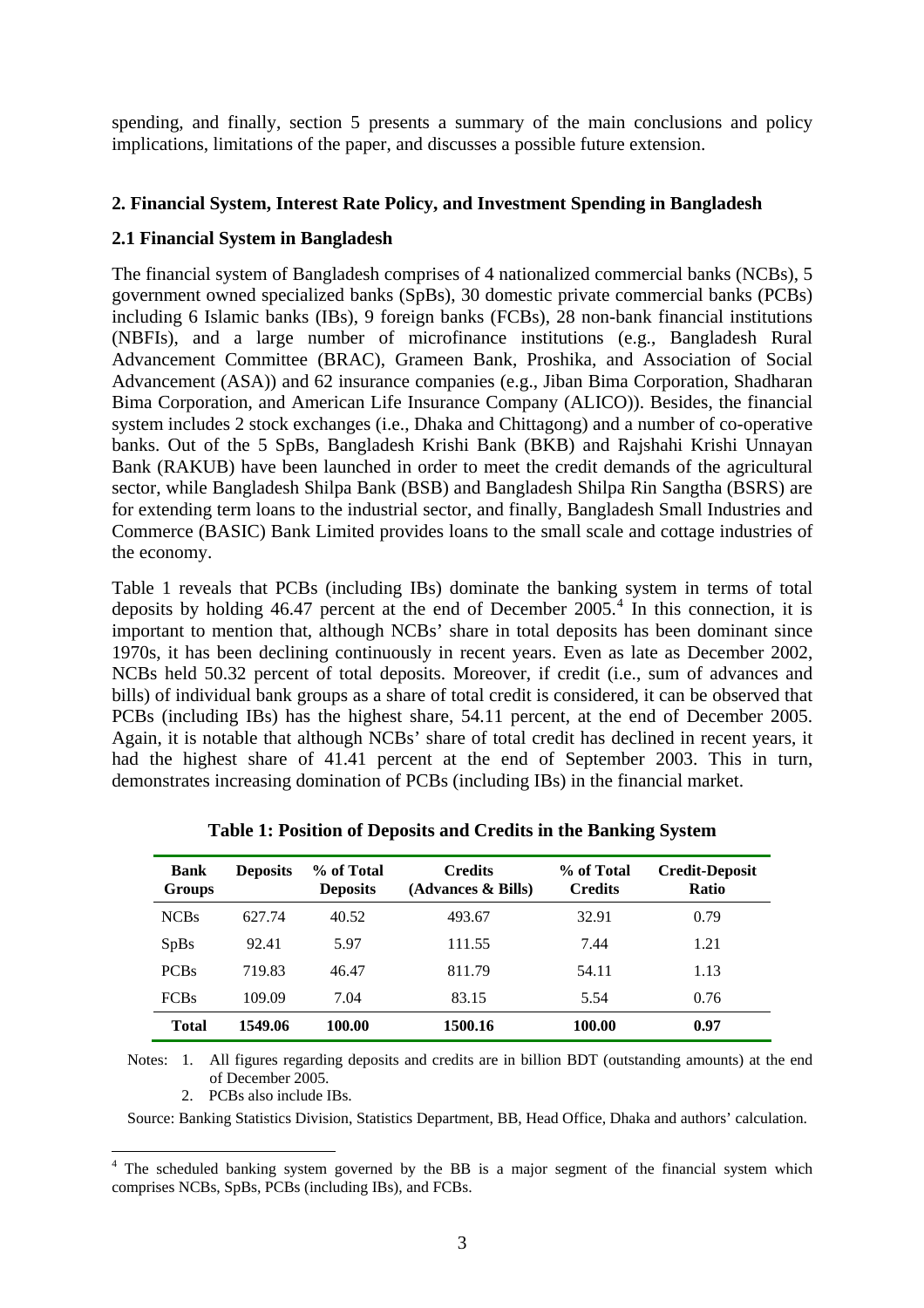spending, and finally, section 5 presents a summary of the main conclusions and policy implications, limitations of the paper, and discusses a possible future extension.

## 2. Financial System, Interest Rate Policy, and Investment Spending in Bangladesh

### 2.1 Financial System in Bangladesh

The financial system of Bangladesh comprises of 4 nationalized commercial banks (NCBs), 5 government owned specialized banks (SpBs), 30 domestic private commercial banks (PCBs) including 6 Islamic banks (IBs), 9 foreign banks (FCBs), 28 non-bank financial institutions (NBFIs), and a large number of microfinance institutions (e.g., Bangladesh Rural Advancement Committee (BRAC), Grameen Bank, Proshika, and Association of Social Advancement (ASA)) and 62 insurance companies (e.g., Jiban Bima Corporation, Shadharan Bima Corporation, and American Life Insurance Company (ALICO)). Besides, the financial system includes 2 stock exchanges (i.e., Dhaka and Chittagong) and a number of co-operative banks. Out of the 5 SpBs, Bangladesh Krishi Bank (BKB) and Rajshahi Krishi Unnayan Bank (RAKUB) have been launched in order to meet the credit demands of the agricultural sector, while Bangladesh Shilpa Bank (BSB) and Bangladesh Shilpa Rin Sangtha (BSRS) are for extending term loans to the industrial sector, and finally, Bangladesh Small Industries and Commerce (BASIC) Bank Limited provides loans to the small scale and cottage industries of the economy.

Table 1 reveals that PCBs (including IBs) dominate the banking system in terms of total deposits by holding 46.47 percent at the end of December 2005.[4] In this connection, it is important to mention that, although NCBs' share in total deposits has been dominant since 1970s, it has been declining continuously in recent years. Even as late as December 2002, NCBs held 50.32 percent of total deposits. Moreover, if credit (i.e., sum of advances and bills) of individual bank groups as a share of total credit is considered, it can be observed that PCBs (including IBs) has the highest share, 54.11 percent, at the end of December 2005. Again, it is notable that although NCBs' share of total credit has declined in recent years, it had the highest share of 41.41 percent at the end of September 2003. This in turn, demonstrates increasing domination of PCBs (including IBs) in the financial market.

**Table 1: Position of Deposits and Credits in the Banking System**

| Bank Groups | Deposits | % of Total Deposits | Credits (Advances & Bills) | % of Total Credits | Credit-Deposit Ratio |
|---|---|---|---|---|---|
| NCBs | 627.74 | 40.52 | 493.67 | 32.91 | 0.79 |
| SpBs | 92.41 | 5.97 | 111.55 | 7.44 | 1.21 |
| PCBs | 719.83 | 46.47 | 811.79 | 54.11 | 1.13 |
| FCBs | 109.09 | 7.04 | 83.15 | 5.54 | 0.76 |
| **Total** | **1549.06** | **100.00** | **1500.16** | **100.00** | **0.97** |

Notes: 1. All figures regarding deposits and credits are in billion BDT (outstanding amounts) at the end of December 2005.

2. PCBs also include IBs.

Source: Banking Statistics Division, Statistics Department, BB, Head Office, Dhaka and authors' calculation.

[4] The scheduled banking system governed by the BB is a major segment of the financial system which comprises NCBs, SpBs, PCBs (including IBs), and FCBs.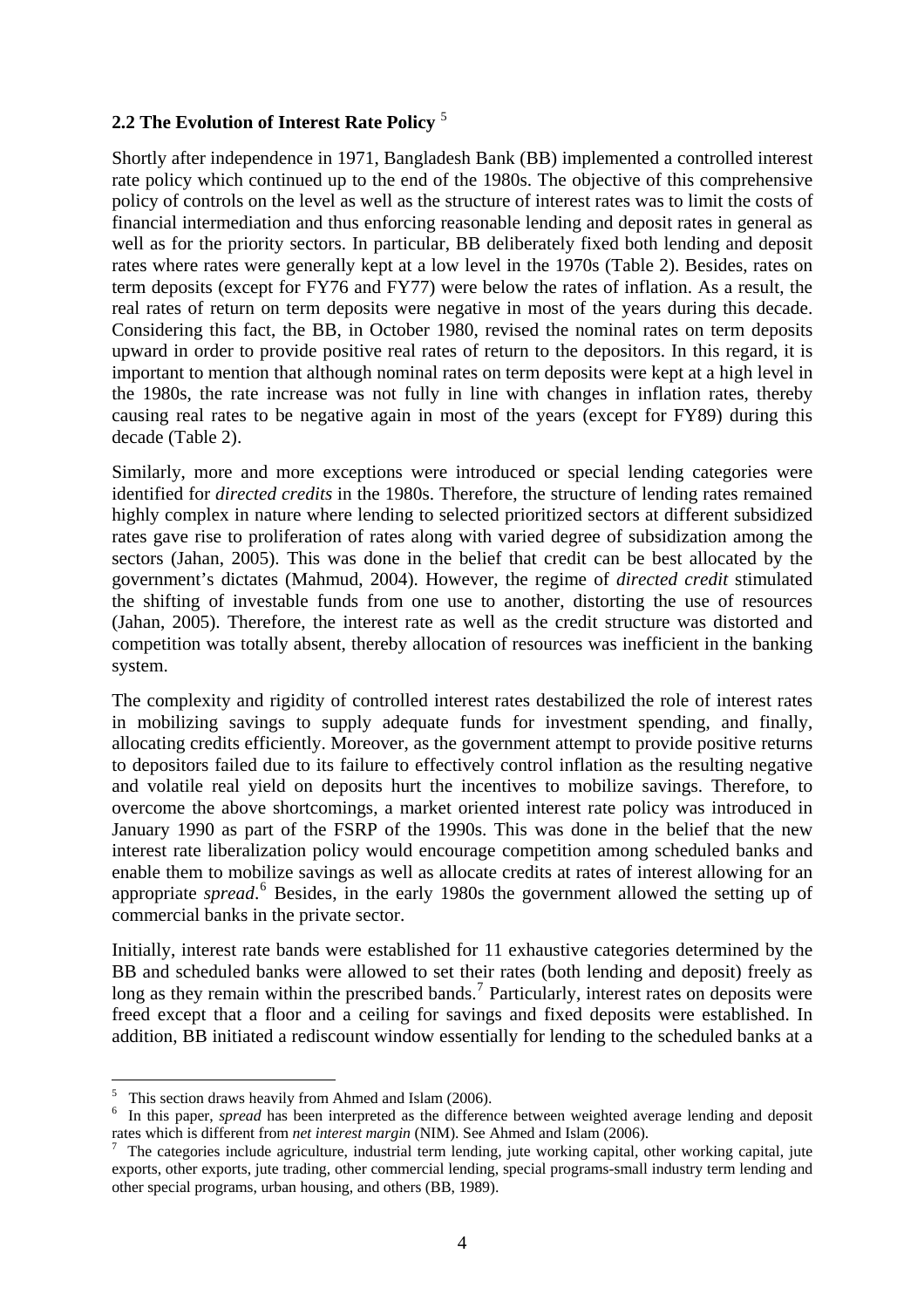## 2.2 The Evolution of Interest Rate Policy [5]

Shortly after independence in 1971, Bangladesh Bank (BB) implemented a controlled interest rate policy which continued up to the end of the 1980s. The objective of this comprehensive policy of controls on the level as well as the structure of interest rates was to limit the costs of financial intermediation and thus enforcing reasonable lending and deposit rates in general as well as for the priority sectors. In particular, BB deliberately fixed both lending and deposit rates where rates were generally kept at a low level in the 1970s (Table 2). Besides, rates on term deposits (except for FY76 and FY77) were below the rates of inflation. As a result, the real rates of return on term deposits were negative in most of the years during this decade. Considering this fact, the BB, in October 1980, revised the nominal rates on term deposits upward in order to provide positive real rates of return to the depositors. In this regard, it is important to mention that although nominal rates on term deposits were kept at a high level in the 1980s, the rate increase was not fully in line with changes in inflation rates, thereby causing real rates to be negative again in most of the years (except for FY89) during this decade (Table 2).

Similarly, more and more exceptions were introduced or special lending categories were identified for *directed credits* in the 1980s. Therefore, the structure of lending rates remained highly complex in nature where lending to selected prioritized sectors at different subsidized rates gave rise to proliferation of rates along with varied degree of subsidization among the sectors (Jahan, 2005). This was done in the belief that credit can be best allocated by the government's dictates (Mahmud, 2004). However, the regime of *directed credit* stimulated the shifting of investable funds from one use to another, distorting the use of resources (Jahan, 2005). Therefore, the interest rate as well as the credit structure was distorted and competition was totally absent, thereby allocation of resources was inefficient in the banking system.

The complexity and rigidity of controlled interest rates destabilized the role of interest rates in mobilizing savings to supply adequate funds for investment spending, and finally, allocating credits efficiently. Moreover, as the government attempt to provide positive returns to depositors failed due to its failure to effectively control inflation as the resulting negative and volatile real yield on deposits hurt the incentives to mobilize savings. Therefore, to overcome the above shortcomings, a market oriented interest rate policy was introduced in January 1990 as part of the FSRP of the 1990s. This was done in the belief that the new interest rate liberalization policy would encourage competition among scheduled banks and enable them to mobilize savings as well as allocate credits at rates of interest allowing for an appropriate *spread*.[6] Besides, in the early 1980s the government allowed the setting up of commercial banks in the private sector.

Initially, interest rate bands were established for 11 exhaustive categories determined by the BB and scheduled banks were allowed to set their rates (both lending and deposit) freely as long as they remain within the prescribed bands.[7] Particularly, interest rates on deposits were freed except that a floor and a ceiling for savings and fixed deposits were established. In addition, BB initiated a rediscount window essentially for lending to the scheduled banks at a

---

[5] This section draws heavily from Ahmed and Islam (2006).

[6] In this paper, *spread* has been interpreted as the difference between weighted average lending and deposit rates which is different from *net interest margin* (NIM). See Ahmed and Islam (2006).

[7] The categories include agriculture, industrial term lending, jute working capital, other working capital, jute exports, other exports, jute trading, other commercial lending, special programs-small industry term lending and other special programs, urban housing, and others (BB, 1989).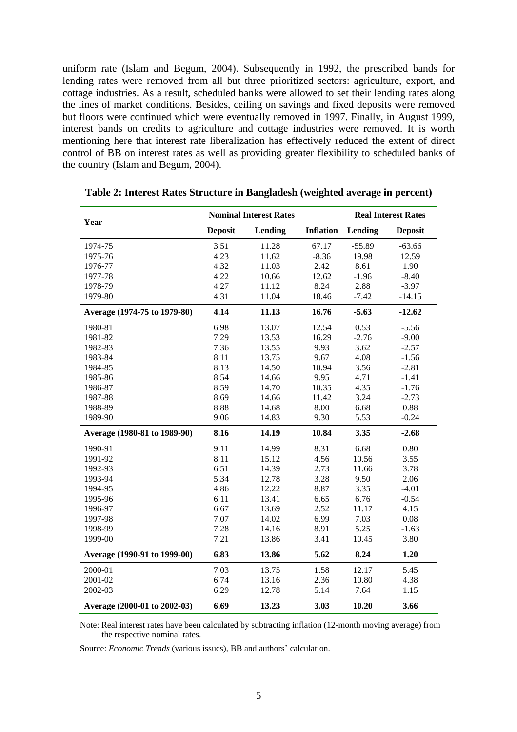uniform rate (Islam and Begum, 2004). Subsequently in 1992, the prescribed bands for lending rates were removed from all but three prioritized sectors: agriculture, export, and cottage industries. As a result, scheduled banks were allowed to set their lending rates along the lines of market conditions. Besides, ceiling on savings and fixed deposits were removed but floors were continued which were eventually removed in 1997. Finally, in August 1999, interest bands on credits to agriculture and cottage industries were removed. It is worth mentioning here that interest rate liberalization has effectively reduced the extent of direct control of BB on interest rates as well as providing greater flexibility to scheduled banks of the country (Islam and Begum, 2004).

**Table 2: Interest Rates Structure in Bangladesh (weighted average in percent)**

| Year | Nominal Interest Rates | | | Real Interest Rates | |
|---|---|---|---|---|---|
| | Deposit | Lending | Inflation | Lending | Deposit |
| 1974-75 | 3.51 | 11.28 | 67.17 | -55.89 | -63.66 |
| 1975-76 | 4.23 | 11.62 | -8.36 | 19.98 | 12.59 |
| 1976-77 | 4.32 | 11.03 | 2.42 | 8.61 | 1.90 |
| 1977-78 | 4.22 | 10.66 | 12.62 | -1.96 | -8.40 |
| 1978-79 | 4.27 | 11.12 | 8.24 | 2.88 | -3.97 |
| 1979-80 | 4.31 | 11.04 | 18.46 | -7.42 | -14.15 |
| **Average (1974-75 to 1979-80)** | **4.14** | **11.13** | **16.76** | **-5.63** | **-12.62** |
| 1980-81 | 6.98 | 13.07 | 12.54 | 0.53 | -5.56 |
| 1981-82 | 7.29 | 13.53 | 16.29 | -2.76 | -9.00 |
| 1982-83 | 7.36 | 13.55 | 9.93 | 3.62 | -2.57 |
| 1983-84 | 8.11 | 13.75 | 9.67 | 4.08 | -1.56 |
| 1984-85 | 8.13 | 14.50 | 10.94 | 3.56 | -2.81 |
| 1985-86 | 8.54 | 14.66 | 9.95 | 4.71 | -1.41 |
| 1986-87 | 8.59 | 14.70 | 10.35 | 4.35 | -1.76 |
| 1987-88 | 8.69 | 14.66 | 11.42 | 3.24 | -2.73 |
| 1988-89 | 8.88 | 14.68 | 8.00 | 6.68 | 0.88 |
| 1989-90 | 9.06 | 14.83 | 9.30 | 5.53 | -0.24 |
| **Average (1980-81 to 1989-90)** | **8.16** | **14.19** | **10.84** | **3.35** | **-2.68** |
| 1990-91 | 9.11 | 14.99 | 8.31 | 6.68 | 0.80 |
| 1991-92 | 8.11 | 15.12 | 4.56 | 10.56 | 3.55 |
| 1992-93 | 6.51 | 14.39 | 2.73 | 11.66 | 3.78 |
| 1993-94 | 5.34 | 12.78 | 3.28 | 9.50 | 2.06 |
| 1994-95 | 4.86 | 12.22 | 8.87 | 3.35 | -4.01 |
| 1995-96 | 6.11 | 13.41 | 6.65 | 6.76 | -0.54 |
| 1996-97 | 6.67 | 13.69 | 2.52 | 11.17 | 4.15 |
| 1997-98 | 7.07 | 14.02 | 6.99 | 7.03 | 0.08 |
| 1998-99 | 7.28 | 14.16 | 8.91 | 5.25 | -1.63 |
| 1999-00 | 7.21 | 13.86 | 3.41 | 10.45 | 3.80 |
| **Average (1990-91 to 1999-00)** | **6.83** | **13.86** | **5.62** | **8.24** | **1.20** |
| 2000-01 | 7.03 | 13.75 | 1.58 | 12.17 | 5.45 |
| 2001-02 | 6.74 | 13.16 | 2.36 | 10.80 | 4.38 |
| 2002-03 | 6.29 | 12.78 | 5.14 | 7.64 | 1.15 |
| **Average (2000-01 to 2002-03)** | **6.69** | **13.23** | **3.03** | **10.20** | **3.66** |

Note: Real interest rates have been calculated by subtracting inflation (12-month moving average) from the respective nominal rates.

Source: *Economic Trends* (various issues), BB and authors' calculation.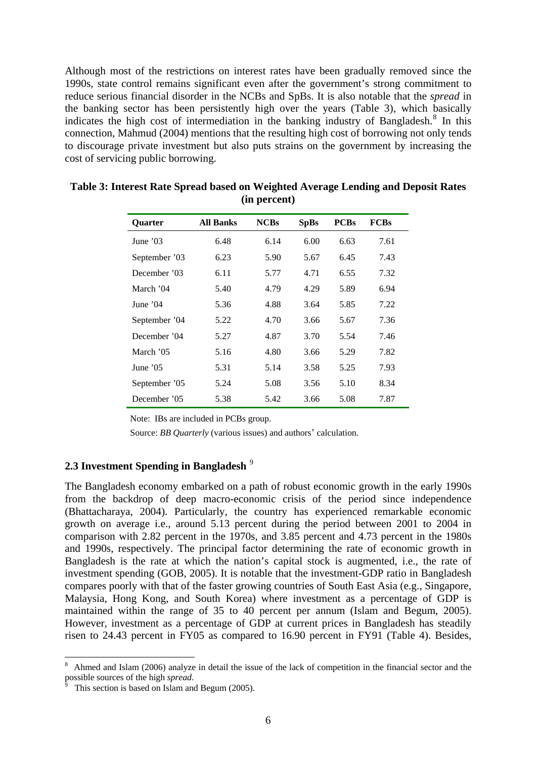Although most of the restrictions on interest rates have been gradually removed since the 1990s, state control remains significant even after the government's strong commitment to reduce serious financial disorder in the NCBs and SpBs. It is also notable that the *spread* in the banking sector has been persistently high over the years (Table 3), which basically indicates the high cost of intermediation in the banking industry of Bangladesh.[8] In this connection, Mahmud (2004) mentions that the resulting high cost of borrowing not only tends to discourage private investment but also puts strains on the government by increasing the cost of servicing public borrowing.

**Table 3: Interest Rate Spread based on Weighted Average Lending and Deposit Rates (in percent)**

| Quarter | All Banks | NCBs | SpBs | PCBs | FCBs |
|---|---|---|---|---|---|
| June '03 | 6.48 | 6.14 | 6.00 | 6.63 | 7.61 |
| September '03 | 6.23 | 5.90 | 5.67 | 6.45 | 7.43 |
| December '03 | 6.11 | 5.77 | 4.71 | 6.55 | 7.32 |
| March '04 | 5.40 | 4.79 | 4.29 | 5.89 | 6.94 |
| June '04 | 5.36 | 4.88 | 3.64 | 5.85 | 7.22 |
| September '04 | 5.22 | 4.70 | 3.66 | 5.67 | 7.36 |
| December '04 | 5.27 | 4.87 | 3.70 | 5.54 | 7.46 |
| March '05 | 5.16 | 4.80 | 3.66 | 5.29 | 7.82 |
| June '05 | 5.31 | 5.14 | 3.58 | 5.25 | 7.93 |
| September '05 | 5.24 | 5.08 | 3.56 | 5.10 | 8.34 |
| December '05 | 5.38 | 5.42 | 3.66 | 5.08 | 7.87 |

Note: IBs are included in PCBs group.

Source: *BB Quarterly* (various issues) and authors' calculation.

## 2.3 Investment Spending in Bangladesh [9]

The Bangladesh economy embarked on a path of robust economic growth in the early 1990s from the backdrop of deep macro-economic crisis of the period since independence (Bhattacharaya, 2004). Particularly, the country has experienced remarkable economic growth on average i.e., around 5.13 percent during the period between 2001 to 2004 in comparison with 2.82 percent in the 1970s, and 3.85 percent and 4.73 percent in the 1980s and 1990s, respectively. The principal factor determining the rate of economic growth in Bangladesh is the rate at which the nation's capital stock is augmented, i.e., the rate of investment spending (GOB, 2005). It is notable that the investment-GDP ratio in Bangladesh compares poorly with that of the faster growing countries of South East Asia (e.g., Singapore, Malaysia, Hong Kong, and South Korea) where investment as a percentage of GDP is maintained within the range of 35 to 40 percent per annum (Islam and Begum, 2005). However, investment as a percentage of GDP at current prices in Bangladesh has steadily risen to 24.43 percent in FY05 as compared to 16.90 percent in FY91 (Table 4). Besides,

[8] Ahmed and Islam (2006) analyze in detail the issue of the lack of competition in the financial sector and the possible sources of the high *spread*.

[9] This section is based on Islam and Begum (2005).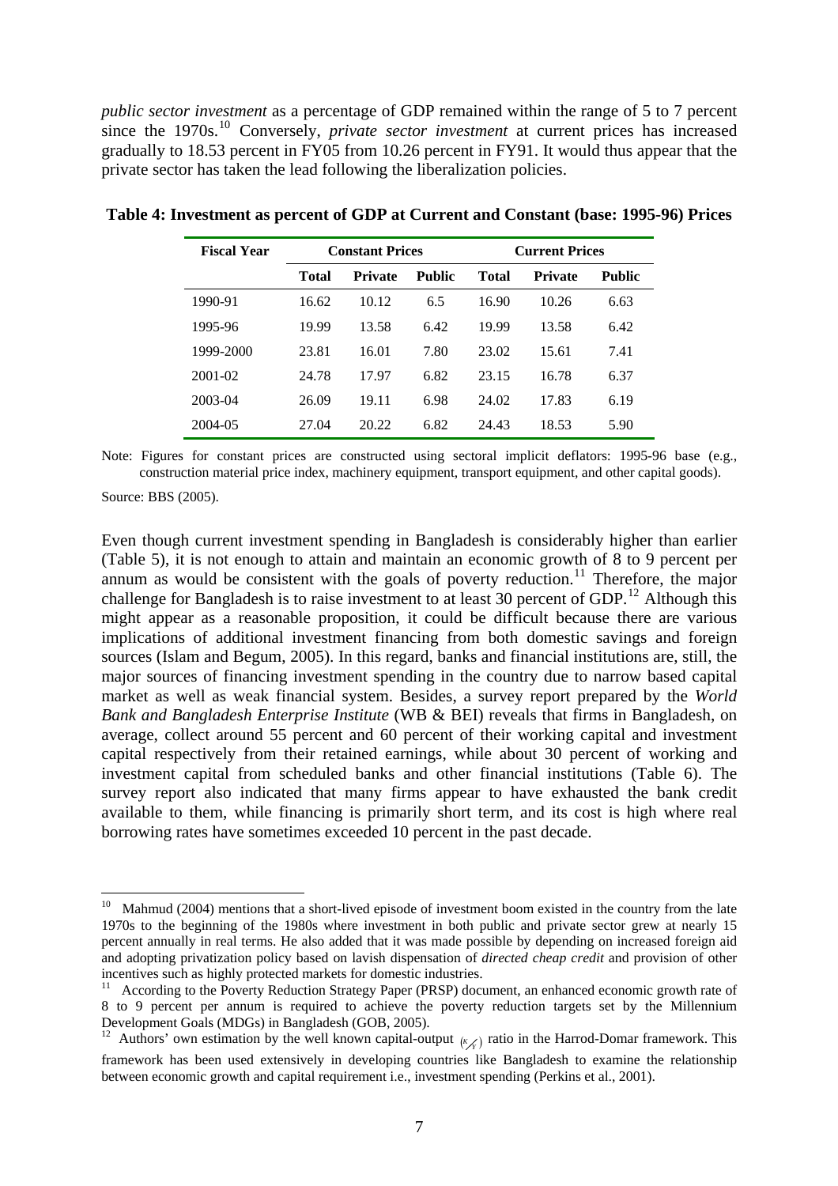*public sector investment* as a percentage of GDP remained within the range of 5 to 7 percent since the 1970s.[10] Conversely, *private sector investment* at current prices has increased gradually to 18.53 percent in FY05 from 10.26 percent in FY91. It would thus appear that the private sector has taken the lead following the liberalization policies.

**Table 4: Investment as percent of GDP at Current and Constant (base: 1995-96) Prices**

| Fiscal Year | Constant Prices | | | Current Prices | | |
|---|---|---|---|---|---|---|
| | Total | Private | Public | Total | Private | Public |
| 1990-91 | 16.62 | 10.12 | 6.5 | 16.90 | 10.26 | 6.63 |
| 1995-96 | 19.99 | 13.58 | 6.42 | 19.99 | 13.58 | 6.42 |
| 1999-2000 | 23.81 | 16.01 | 7.80 | 23.02 | 15.61 | 7.41 |
| 2001-02 | 24.78 | 17.97 | 6.82 | 23.15 | 16.78 | 6.37 |
| 2003-04 | 26.09 | 19.11 | 6.98 | 24.02 | 17.83 | 6.19 |
| 2004-05 | 27.04 | 20.22 | 6.82 | 24.43 | 18.53 | 5.90 |

Note: Figures for constant prices are constructed using sectoral implicit deflators: 1995-96 base (e.g., construction material price index, machinery equipment, transport equipment, and other capital goods).

Source: BBS (2005).

Even though current investment spending in Bangladesh is considerably higher than earlier (Table 5), it is not enough to attain and maintain an economic growth of 8 to 9 percent per annum as would be consistent with the goals of poverty reduction.[11] Therefore, the major challenge for Bangladesh is to raise investment to at least 30 percent of GDP.[12] Although this might appear as a reasonable proposition, it could be difficult because there are various implications of additional investment financing from both domestic savings and foreign sources (Islam and Begum, 2005). In this regard, banks and financial institutions are, still, the major sources of financing investment spending in the country due to narrow based capital market as well as weak financial system. Besides, a survey report prepared by the *World Bank and Bangladesh Enterprise Institute* (WB & BEI) reveals that firms in Bangladesh, on average, collect around 55 percent and 60 percent of their working capital and investment capital respectively from their retained earnings, while about 30 percent of working and investment capital from scheduled banks and other financial institutions (Table 6). The survey report also indicated that many firms appear to have exhausted the bank credit available to them, while financing is primarily short term, and its cost is high where real borrowing rates have sometimes exceeded 10 percent in the past decade.

[10] Mahmud (2004) mentions that a short-lived episode of investment boom existed in the country from the late 1970s to the beginning of the 1980s where investment in both public and private sector grew at nearly 15 percent annually in real terms. He also added that it was made possible by depending on increased foreign aid and adopting privatization policy based on lavish dispensation of *directed cheap credit* and provision of other incentives such as highly protected markets for domestic industries.

[11] According to the Poverty Reduction Strategy Paper (PRSP) document, an enhanced economic growth rate of 8 to 9 percent per annum is required to achieve the poverty reduction targets set by the Millennium Development Goals (MDGs) in Bangladesh (GOB, 2005).

[12] Authors' own estimation by the well known capital-output $(K/Y)$ ratio in the Harrod-Domar framework. This framework has been used extensively in developing countries like Bangladesh to examine the relationship between economic growth and capital requirement i.e., investment spending (Perkins et al., 2001).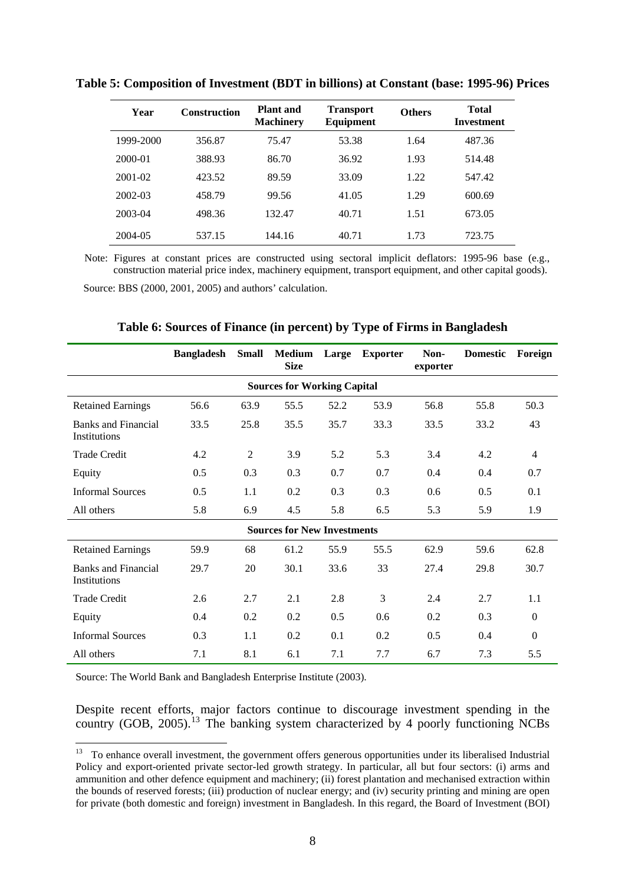**Table 5: Composition of Investment (BDT in billions) at Constant (base: 1995-96) Prices**

| Year | Construction | Plant and Machinery | Transport Equipment | Others | Total Investment |
|---|---|---|---|---|---|
| 1999-2000 | 356.87 | 75.47 | 53.38 | 1.64 | 487.36 |
| 2000-01 | 388.93 | 86.70 | 36.92 | 1.93 | 514.48 |
| 2001-02 | 423.52 | 89.59 | 33.09 | 1.22 | 547.42 |
| 2002-03 | 458.79 | 99.56 | 41.05 | 1.29 | 600.69 |
| 2003-04 | 498.36 | 132.47 | 40.71 | 1.51 | 673.05 |
| 2004-05 | 537.15 | 144.16 | 40.71 | 1.73 | 723.75 |

Note: Figures at constant prices are constructed using sectoral implicit deflators: 1995-96 base (e.g., construction material price index, machinery equipment, transport equipment, and other capital goods).

Source: BBS (2000, 2001, 2005) and authors' calculation.

**Table 6: Sources of Finance (in percent) by Type of Firms in Bangladesh**

| | Bangladesh | Small | Medium Size | Large | Exporter | Non-exporter | Domestic | Foreign |
|---|---|---|---|---|---|---|---|---|
| **Sources for Working Capital** | | | | | | | | |
| Retained Earnings | 56.6 | 63.9 | 55.5 | 52.2 | 53.9 | 56.8 | 55.8 | 50.3 |
| Banks and Financial Institutions | 33.5 | 25.8 | 35.5 | 35.7 | 33.3 | 33.5 | 33.2 | 43 |
| Trade Credit | 4.2 | 2 | 3.9 | 5.2 | 5.3 | 3.4 | 4.2 | 4 |
| Equity | 0.5 | 0.3 | 0.3 | 0.7 | 0.7 | 0.4 | 0.4 | 0.7 |
| Informal Sources | 0.5 | 1.1 | 0.2 | 0.3 | 0.3 | 0.6 | 0.5 | 0.1 |
| All others | 5.8 | 6.9 | 4.5 | 5.8 | 6.5 | 5.3 | 5.9 | 1.9 |
| **Sources for New Investments** | | | | | | | | |
| Retained Earnings | 59.9 | 68 | 61.2 | 55.9 | 55.5 | 62.9 | 59.6 | 62.8 |
| Banks and Financial Institutions | 29.7 | 20 | 30.1 | 33.6 | 33 | 27.4 | 29.8 | 30.7 |
| Trade Credit | 2.6 | 2.7 | 2.1 | 2.8 | 3 | 2.4 | 2.7 | 1.1 |
| Equity | 0.4 | 0.2 | 0.2 | 0.5 | 0.6 | 0.2 | 0.3 | 0 |
| Informal Sources | 0.3 | 1.1 | 0.2 | 0.1 | 0.2 | 0.5 | 0.4 | 0 |
| All others | 7.1 | 8.1 | 6.1 | 7.1 | 7.7 | 6.7 | 7.3 | 5.5 |

Source: The World Bank and Bangladesh Enterprise Institute (2003).

Despite recent efforts, major factors continue to discourage investment spending in the country (GOB, 2005).[13] The banking system characterized by 4 poorly functioning NCBs

[13] To enhance overall investment, the government offers generous opportunities under its liberalised Industrial Policy and export-oriented private sector-led growth strategy. In particular, all but four sectors: (i) arms and ammunition and other defence equipment and machinery; (ii) forest plantation and mechanised extraction within the bounds of reserved forests; (iii) production of nuclear energy; and (iv) security printing and mining are open for private (both domestic and foreign) investment in Bangladesh. In this regard, the Board of Investment (BOI)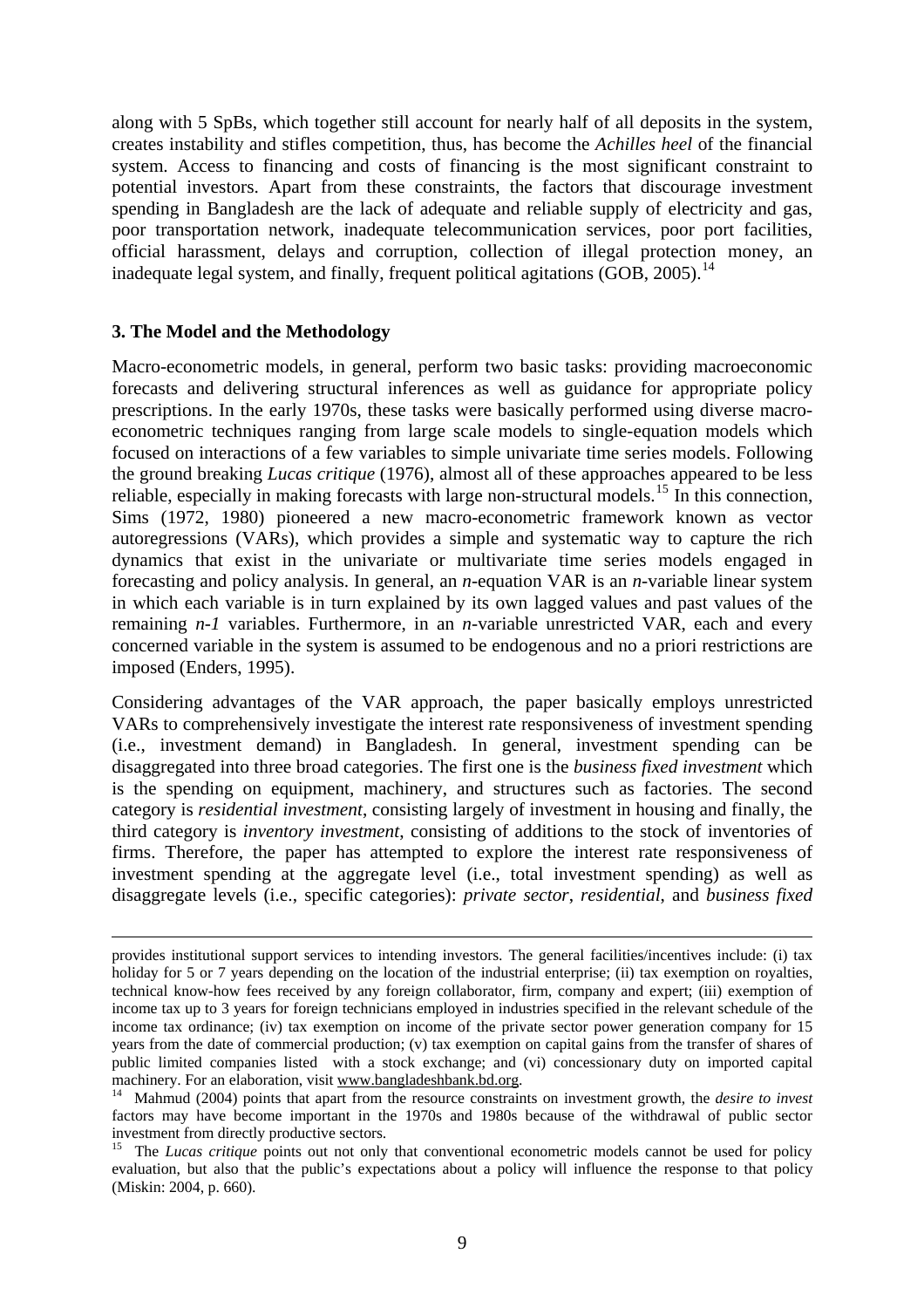along with 5 SpBs, which together still account for nearly half of all deposits in the system, creates instability and stifles competition, thus, has become the *Achilles heel* of the financial system. Access to financing and costs of financing is the most significant constraint to potential investors. Apart from these constraints, the factors that discourage investment spending in Bangladesh are the lack of adequate and reliable supply of electricity and gas, poor transportation network, inadequate telecommunication services, poor port facilities, official harassment, delays and corruption, collection of illegal protection money, an inadequate legal system, and finally, frequent political agitations (GOB, 2005).[14]

### 3. The Model and the Methodology

Macro-econometric models, in general, perform two basic tasks: providing macroeconomic forecasts and delivering structural inferences as well as guidance for appropriate policy prescriptions. In the early 1970s, these tasks were basically performed using diverse macro-econometric techniques ranging from large scale models to single-equation models which focused on interactions of a few variables to simple univariate time series models. Following the ground breaking *Lucas critique* (1976), almost all of these approaches appeared to be less reliable, especially in making forecasts with large non-structural models.[15] In this connection, Sims (1972, 1980) pioneered a new macro-econometric framework known as vector autoregressions (VARs), which provides a simple and systematic way to capture the rich dynamics that exist in the univariate or multivariate time series models engaged in forecasting and policy analysis. In general, an *n*-equation VAR is an *n*-variable linear system in which each variable is in turn explained by its own lagged values and past values of the remaining *n-1* variables. Furthermore, in an *n*-variable unrestricted VAR, each and every concerned variable in the system is assumed to be endogenous and no a priori restrictions are imposed (Enders, 1995).

Considering advantages of the VAR approach, the paper basically employs unrestricted VARs to comprehensively investigate the interest rate responsiveness of investment spending (i.e., investment demand) in Bangladesh. In general, investment spending can be disaggregated into three broad categories. The first one is the *business fixed investment* which is the spending on equipment, machinery, and structures such as factories. The second category is *residential investment*, consisting largely of investment in housing and finally, the third category is *inventory investment*, consisting of additions to the stock of inventories of firms. Therefore, the paper has attempted to explore the interest rate responsiveness of investment spending at the aggregate level (i.e., total investment spending) as well as disaggregate levels (i.e., specific categories): *private sector*, *residential*, and *business fixed*

---

provides institutional support services to intending investors. The general facilities/incentives include: (i) tax holiday for 5 or 7 years depending on the location of the industrial enterprise; (ii) tax exemption on royalties, technical know-how fees received by any foreign collaborator, firm, company and expert; (iii) exemption of income tax up to 3 years for foreign technicians employed in industries specified in the relevant schedule of the income tax ordinance; (iv) tax exemption on income of the private sector power generation company for 15 years from the date of commercial production; (v) tax exemption on capital gains from the transfer of shares of public limited companies listed with a stock exchange; and (vi) concessionary duty on imported capital machinery. For an elaboration, visit www.bangladeshbank.bd.org.

[14] Mahmud (2004) points that apart from the resource constraints on investment growth, the *desire to invest* factors may have become important in the 1970s and 1980s because of the withdrawal of public sector investment from directly productive sectors.

[15] The *Lucas critique* points out not only that conventional econometric models cannot be used for policy evaluation, but also that the public's expectations about a policy will influence the response to that policy (Miskin: 2004, p. 660).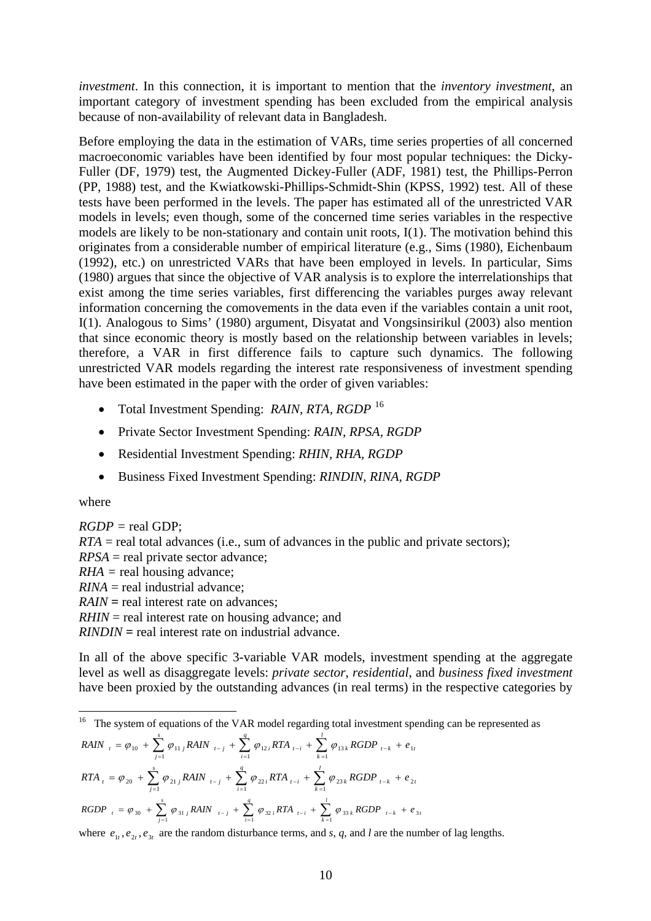*investment*. In this connection, it is important to mention that the *inventory investment*, an important category of investment spending has been excluded from the empirical analysis because of non-availability of relevant data in Bangladesh.

Before employing the data in the estimation of VARs, time series properties of all concerned macroeconomic variables have been identified by four most popular techniques: the Dicky-Fuller (DF, 1979) test, the Augmented Dickey-Fuller (ADF, 1981) test, the Phillips-Perron (PP, 1988) test, and the Kwiatkowski-Phillips-Schmidt-Shin (KPSS, 1992) test. All of these tests have been performed in the levels. The paper has estimated all of the unrestricted VAR models in levels; even though, some of the concerned time series variables in the respective models are likely to be non-stationary and contain unit roots, I(1). The motivation behind this originates from a considerable number of empirical literature (e.g., Sims (1980), Eichenbaum (1992), etc.) on unrestricted VARs that have been employed in levels. In particular, Sims (1980) argues that since the objective of VAR analysis is to explore the interrelationships that exist among the time series variables, first differencing the variables purges away relevant information concerning the comovements in the data even if the variables contain a unit root, I(1). Analogous to Sims' (1980) argument, Disyatat and Vongsinsirikul (2003) also mention that since economic theory is mostly based on the relationship between variables in levels; therefore, a VAR in first difference fails to capture such dynamics. The following unrestricted VAR models regarding the interest rate responsiveness of investment spending have been estimated in the paper with the order of given variables:

- Total Investment Spending: *RAIN, RTA, RGDP* [16]
- Private Sector Investment Spending: *RAIN, RPSA, RGDP*
- Residential Investment Spending: *RHIN, RHA, RGDP*
- Business Fixed Investment Spending: *RINDIN, RINA, RGDP*

where

*RGDP* = real GDP;
*RTA* = real total advances (i.e., sum of advances in the public and private sectors);
*RPSA* = real private sector advance;
*RHA* = real housing advance;
*RINA* = real industrial advance;
*RAIN* = real interest rate on advances;
*RHIN* = real interest rate on housing advance; and
*RINDIN* = real interest rate on industrial advance.

In all of the above specific 3-variable VAR models, investment spending at the aggregate level as well as disaggregate levels: *private sector*, *residential*, and *business fixed investment* have been proxied by the outstanding advances (in real terms) in the respective categories by

---

[16] The system of equations of the VAR model regarding total investment spending can be represented as

$$RAIN_t = \varphi_{10} + \sum_{j=1}^{s} \varphi_{11j} RAIN_{t-j} + \sum_{i=1}^{q} \varphi_{12i} RTA_{t-i} + \sum_{k=1}^{l} \varphi_{13k} RGDP_{t-k} + e_{1t}$$

$$RTA_t = \varphi_{20} + \sum_{j=1}^{s} \varphi_{21j} RAIN_{t-j} + \sum_{i=1}^{q} \varphi_{22i} RTA_{t-i} + \sum_{k=1}^{l} \varphi_{23k} RGDP_{t-k} + e_{2t}$$

$$RGDP_t = \varphi_{30} + \sum_{j=1}^{s} \varphi_{31j} RAIN_{t-j} + \sum_{i=1}^{q} \varphi_{32i} RTA_{t-i} + \sum_{k=1}^{l} \varphi_{33k} RGDP_{t-k} + e_{3t}$$

where $e_{1t}, e_{2t}, e_{3t}$ are the random disturbance terms, and *s*, *q*, and *l* are the number of lag lengths.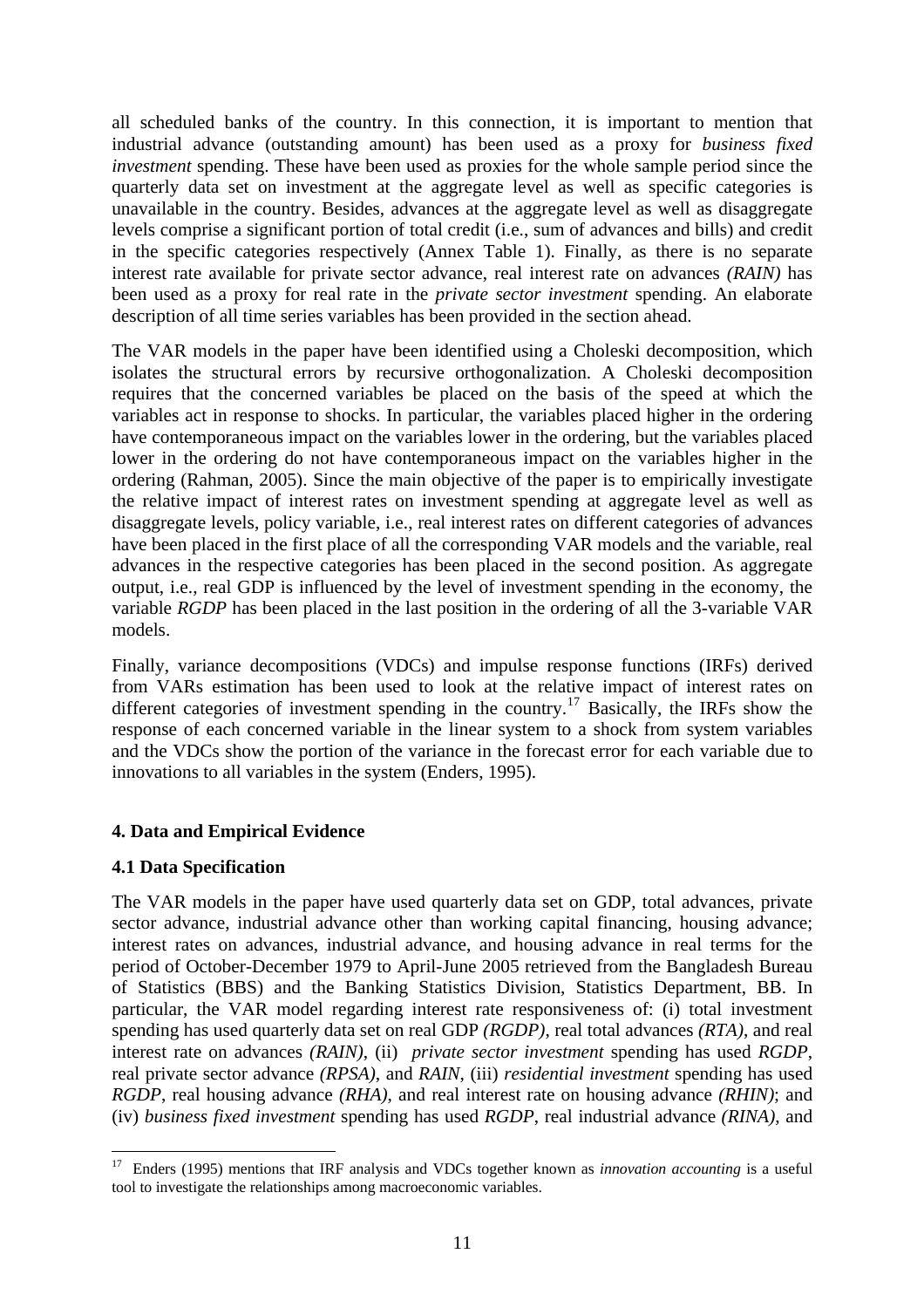all scheduled banks of the country. In this connection, it is important to mention that industrial advance (outstanding amount) has been used as a proxy for *business fixed investment* spending. These have been used as proxies for the whole sample period since the quarterly data set on investment at the aggregate level as well as specific categories is unavailable in the country. Besides, advances at the aggregate level as well as disaggregate levels comprise a significant portion of total credit (i.e., sum of advances and bills) and credit in the specific categories respectively (Annex Table 1). Finally, as there is no separate interest rate available for private sector advance, real interest rate on advances *(RAIN)* has been used as a proxy for real rate in the *private sector investment* spending. An elaborate description of all time series variables has been provided in the section ahead.

The VAR models in the paper have been identified using a Choleski decomposition, which isolates the structural errors by recursive orthogonalization. A Choleski decomposition requires that the concerned variables be placed on the basis of the speed at which the variables act in response to shocks. In particular, the variables placed higher in the ordering have contemporaneous impact on the variables lower in the ordering, but the variables placed lower in the ordering do not have contemporaneous impact on the variables higher in the ordering (Rahman, 2005). Since the main objective of the paper is to empirically investigate the relative impact of interest rates on investment spending at aggregate level as well as disaggregate levels, policy variable, i.e., real interest rates on different categories of advances have been placed in the first place of all the corresponding VAR models and the variable, real advances in the respective categories has been placed in the second position. As aggregate output, i.e., real GDP is influenced by the level of investment spending in the economy, the variable *RGDP* has been placed in the last position in the ordering of all the 3-variable VAR models.

Finally, variance decompositions (VDCs) and impulse response functions (IRFs) derived from VARs estimation has been used to look at the relative impact of interest rates on different categories of investment spending in the country.[17] Basically, the IRFs show the response of each concerned variable in the linear system to a shock from system variables and the VDCs show the portion of the variance in the forecast error for each variable due to innovations to all variables in the system (Enders, 1995).

## 4. Data and Empirical Evidence

### 4.1 Data Specification

The VAR models in the paper have used quarterly data set on GDP, total advances, private sector advance, industrial advance other than working capital financing, housing advance; interest rates on advances, industrial advance, and housing advance in real terms for the period of October-December 1979 to April-June 2005 retrieved from the Bangladesh Bureau of Statistics (BBS) and the Banking Statistics Division, Statistics Department, BB. In particular, the VAR model regarding interest rate responsiveness of: (i) total investment spending has used quarterly data set on real GDP *(RGDP)*, real total advances *(RTA)*, and real interest rate on advances *(RAIN)*, (ii) *private sector investment* spending has used *RGDP*, real private sector advance *(RPSA)*, and *RAIN*, (iii) *residential investment* spending has used *RGDP*, real housing advance *(RHA)*, and real interest rate on housing advance *(RHIN)*; and (iv) *business fixed investment* spending has used *RGDP*, real industrial advance *(RINA)*, and

[17] Enders (1995) mentions that IRF analysis and VDCs together known as *innovation accounting* is a useful tool to investigate the relationships among macroeconomic variables.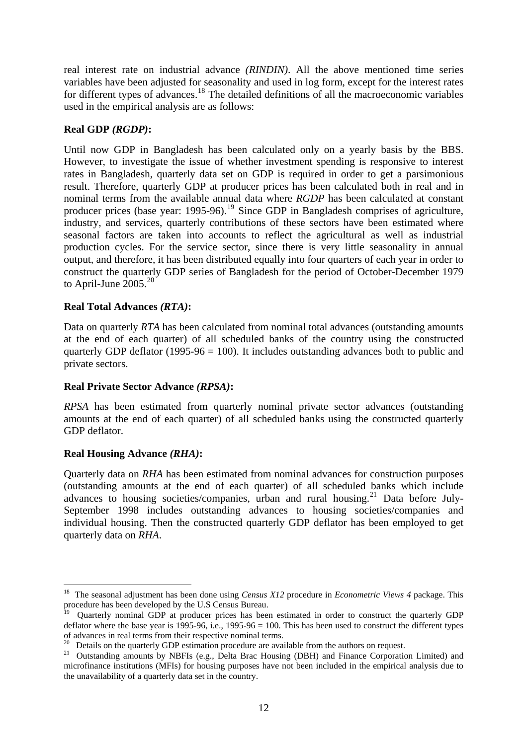real interest rate on industrial advance *(RINDIN)*. All the above mentioned time series variables have been adjusted for seasonality and used in log form, except for the interest rates for different types of advances.[18] The detailed definitions of all the macroeconomic variables used in the empirical analysis are as follows:

**Real GDP *(RGDP)*:**

Until now GDP in Bangladesh has been calculated only on a yearly basis by the BBS. However, to investigate the issue of whether investment spending is responsive to interest rates in Bangladesh, quarterly data set on GDP is required in order to get a parsimonious result. Therefore, quarterly GDP at producer prices has been calculated both in real and in nominal terms from the available annual data where *RGDP* has been calculated at constant producer prices (base year: 1995-96).[19] Since GDP in Bangladesh comprises of agriculture, industry, and services, quarterly contributions of these sectors have been estimated where seasonal factors are taken into accounts to reflect the agricultural as well as industrial production cycles. For the service sector, since there is very little seasonality in annual output, and therefore, it has been distributed equally into four quarters of each year in order to construct the quarterly GDP series of Bangladesh for the period of October-December 1979 to April-June 2005.[20]

**Real Total Advances *(RTA)*:**

Data on quarterly *RTA* has been calculated from nominal total advances (outstanding amounts at the end of each quarter) of all scheduled banks of the country using the constructed quarterly GDP deflator (1995-96 = 100). It includes outstanding advances both to public and private sectors.

**Real Private Sector Advance *(RPSA)*:**

*RPSA* has been estimated from quarterly nominal private sector advances (outstanding amounts at the end of each quarter) of all scheduled banks using the constructed quarterly GDP deflator.

**Real Housing Advance *(RHA)*:**

Quarterly data on *RHA* has been estimated from nominal advances for construction purposes (outstanding amounts at the end of each quarter) of all scheduled banks which include advances to housing societies/companies, urban and rural housing.[21] Data before July-September 1998 includes outstanding advances to housing societies/companies and individual housing. Then the constructed quarterly GDP deflator has been employed to get quarterly data on *RHA*.

---

[18] The seasonal adjustment has been done using *Census X12* procedure in *Econometric Views 4* package. This procedure has been developed by the U.S Census Bureau.

[19] Quarterly nominal GDP at producer prices has been estimated in order to construct the quarterly GDP deflator where the base year is 1995-96, i.e., 1995-96 = 100. This has been used to construct the different types of advances in real terms from their respective nominal terms.

[20] Details on the quarterly GDP estimation procedure are available from the authors on request.

[21] Outstanding amounts by NBFIs (e.g., Delta Brac Housing (DBH) and Finance Corporation Limited) and microfinance institutions (MFIs) for housing purposes have not been included in the empirical analysis due to the unavailability of a quarterly data set in the country.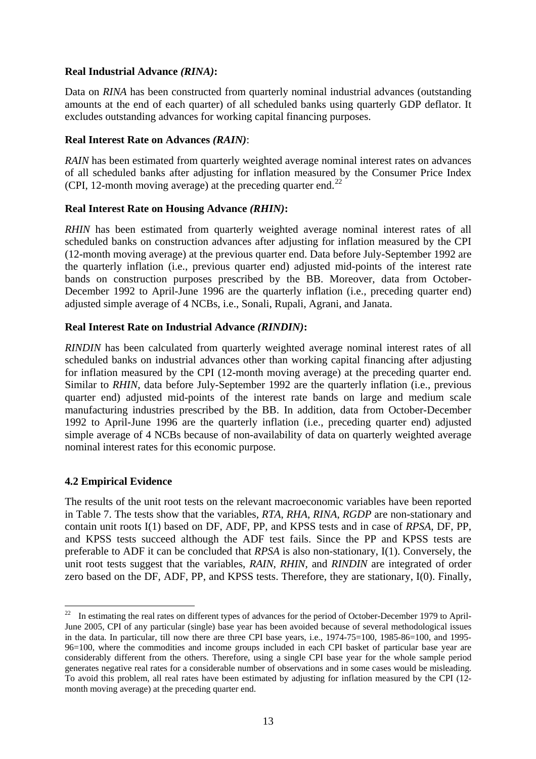**Real Industrial Advance *(RINA)*:**

Data on *RINA* has been constructed from quarterly nominal industrial advances (outstanding amounts at the end of each quarter) of all scheduled banks using quarterly GDP deflator. It excludes outstanding advances for working capital financing purposes.

**Real Interest Rate on Advances *(RAIN)***:

*RAIN* has been estimated from quarterly weighted average nominal interest rates on advances of all scheduled banks after adjusting for inflation measured by the Consumer Price Index (CPI, 12-month moving average) at the preceding quarter end.[22]

**Real Interest Rate on Housing Advance *(RHIN)*:**

*RHIN* has been estimated from quarterly weighted average nominal interest rates of all scheduled banks on construction advances after adjusting for inflation measured by the CPI (12-month moving average) at the previous quarter end. Data before July-September 1992 are the quarterly inflation (i.e., previous quarter end) adjusted mid-points of the interest rate bands on construction purposes prescribed by the BB. Moreover, data from October-December 1992 to April-June 1996 are the quarterly inflation (i.e., preceding quarter end) adjusted simple average of 4 NCBs, i.e., Sonali, Rupali, Agrani, and Janata.

**Real Interest Rate on Industrial Advance *(RINDIN)*:**

*RINDIN* has been calculated from quarterly weighted average nominal interest rates of all scheduled banks on industrial advances other than working capital financing after adjusting for inflation measured by the CPI (12-month moving average) at the preceding quarter end. Similar to *RHIN*, data before July-September 1992 are the quarterly inflation (i.e., previous quarter end) adjusted mid-points of the interest rate bands on large and medium scale manufacturing industries prescribed by the BB. In addition, data from October-December 1992 to April-June 1996 are the quarterly inflation (i.e., preceding quarter end) adjusted simple average of 4 NCBs because of non-availability of data on quarterly weighted average nominal interest rates for this economic purpose.

## 4.2 Empirical Evidence

The results of the unit root tests on the relevant macroeconomic variables have been reported in Table 7. The tests show that the variables, *RTA*, *RHA*, *RINA*, *RGDP* are non-stationary and contain unit roots I(1) based on DF, ADF, PP, and KPSS tests and in case of *RPSA*, DF, PP, and KPSS tests succeed although the ADF test fails. Since the PP and KPSS tests are preferable to ADF it can be concluded that *RPSA* is also non-stationary, I(1). Conversely, the unit root tests suggest that the variables, *RAIN*, *RHIN*, and *RINDIN* are integrated of order zero based on the DF, ADF, PP, and KPSS tests. Therefore, they are stationary, I(0). Finally,

---

[22] In estimating the real rates on different types of advances for the period of October-December 1979 to April-June 2005, CPI of any particular (single) base year has been avoided because of several methodological issues in the data. In particular, till now there are three CPI base years, i.e., 1974-75=100, 1985-86=100, and 1995-96=100, where the commodities and income groups included in each CPI basket of particular base year are considerably different from the others. Therefore, using a single CPI base year for the whole sample period generates negative real rates for a considerable number of observations and in some cases would be misleading. To avoid this problem, all real rates have been estimated by adjusting for inflation measured by the CPI (12-month moving average) at the preceding quarter end.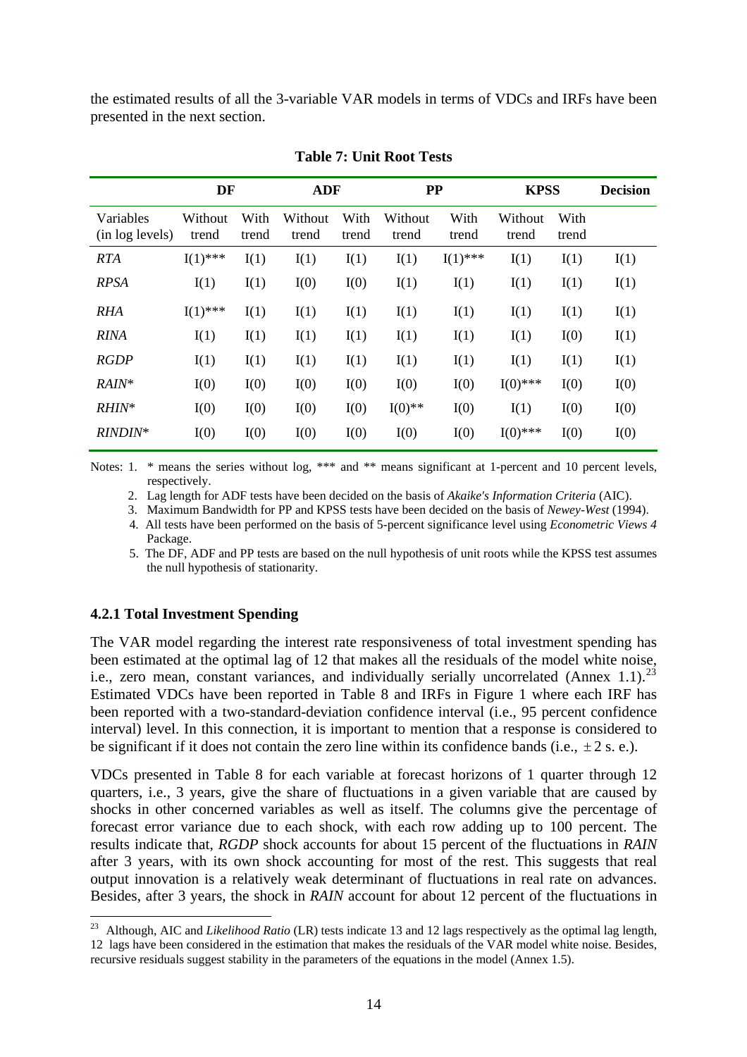the estimated results of all the 3-variable VAR models in terms of VDCs and IRFs have been presented in the next section.

**Table 7: Unit Root Tests**

| | DF | | ADF | | PP | | KPSS | | Decision |
|---|---|---|---|---|---|---|---|---|---|
| Variables (in log levels) | Without trend | With trend | Without trend | With trend | Without trend | With trend | Without trend | With trend | |
| *RTA* | I(1)*** | I(1) | I(1) | I(1) | I(1) | I(1)*** | I(1) | I(1) | I(1) |
| *RPSA* | I(1) | I(1) | I(0) | I(0) | I(1) | I(1) | I(1) | I(1) | I(1) |
| *RHA* | I(1)*** | I(1) | I(1) | I(1) | I(1) | I(1) | I(1) | I(1) | I(1) |
| *RINA* | I(1) | I(1) | I(1) | I(1) | I(1) | I(1) | I(1) | I(0) | I(1) |
| *RGDP* | I(1) | I(1) | I(1) | I(1) | I(1) | I(1) | I(1) | I(1) | I(1) |
| *RAIN** | I(0) | I(0) | I(0) | I(0) | I(0) | I(0) | I(0)*** | I(0) | I(0) |
| *RHIN** | I(0) | I(0) | I(0) | I(0) | I(0)** | I(0) | I(1) | I(0) | I(0) |
| *RINDIN** | I(0) | I(0) | I(0) | I(0) | I(0) | I(0) | I(0)*** | I(0) | I(0) |

Notes: 1. * means the series without log, *** and ** means significant at 1-percent and 10 percent levels, respectively.

2. Lag length for ADF tests have been decided on the basis of *Akaike's Information Criteria* (AIC).

3. Maximum Bandwidth for PP and KPSS tests have been decided on the basis of *Newey-West* (1994).

4. All tests have been performed on the basis of 5-percent significance level using *Econometric Views 4* Package.

5. The DF, ADF and PP tests are based on the null hypothesis of unit roots while the KPSS test assumes the null hypothesis of stationarity.

### 4.2.1 Total Investment Spending

The VAR model regarding the interest rate responsiveness of total investment spending has been estimated at the optimal lag of 12 that makes all the residuals of the model white noise, i.e., zero mean, constant variances, and individually serially uncorrelated (Annex 1.1).[23] Estimated VDCs have been reported in Table 8 and IRFs in Figure 1 where each IRF has been reported with a two-standard-deviation confidence interval (i.e., 95 percent confidence interval) level. In this connection, it is important to mention that a response is considered to be significant if it does not contain the zero line within its confidence bands (i.e., $\pm 2$ s. e.).

VDCs presented in Table 8 for each variable at forecast horizons of 1 quarter through 12 quarters, i.e., 3 years, give the share of fluctuations in a given variable that are caused by shocks in other concerned variables as well as itself. The columns give the percentage of forecast error variance due to each shock, with each row adding up to 100 percent. The results indicate that, *RGDP* shock accounts for about 15 percent of the fluctuations in *RAIN* after 3 years, with its own shock accounting for most of the rest. This suggests that real output innovation is a relatively weak determinant of fluctuations in real rate on advances. Besides, after 3 years, the shock in *RAIN* account for about 12 percent of the fluctuations in

[23] Although, AIC and *Likelihood Ratio* (LR) tests indicate 13 and 12 lags respectively as the optimal lag length, 12 lags have been considered in the estimation that makes the residuals of the VAR model white noise. Besides, recursive residuals suggest stability in the parameters of the equations in the model (Annex 1.5).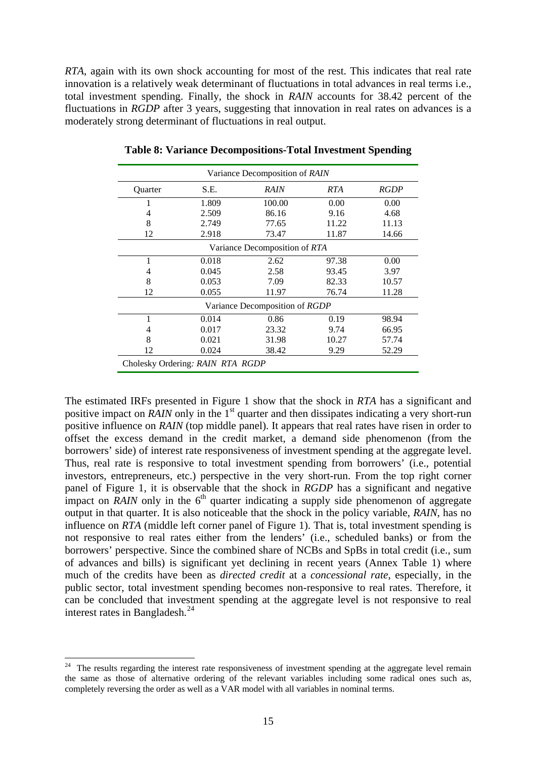*RTA*, again with its own shock accounting for most of the rest. This indicates that real rate innovation is a relatively weak determinant of fluctuations in total advances in real terms i.e., total investment spending. Finally, the shock in *RAIN* accounts for 38.42 percent of the fluctuations in *RGDP* after 3 years, suggesting that innovation in real rates on advances is a moderately strong determinant of fluctuations in real output.

**Table 8: Variance Decompositions-Total Investment Spending**

| Variance Decomposition of *RAIN* | | | | |
|---|---|---|---|---|
| Quarter | S.E. | *RAIN* | *RTA* | *RGDP* |
| 1 | 1.809 | 100.00 | 0.00 | 0.00 |
| 4 | 2.509 | 86.16 | 9.16 | 4.68 |
| 8 | 2.749 | 77.65 | 11.22 | 11.13 |
| 12 | 2.918 | 73.47 | 11.87 | 14.66 |
| Variance Decomposition of *RTA* | | | | |
| 1 | 0.018 | 2.62 | 97.38 | 0.00 |
| 4 | 0.045 | 2.58 | 93.45 | 3.97 |
| 8 | 0.053 | 7.09 | 82.33 | 10.57 |
| 12 | 0.055 | 11.97 | 76.74 | 11.28 |
| Variance Decomposition of *RGDP* | | | | |
| 1 | 0.014 | 0.86 | 0.19 | 98.94 |
| 4 | 0.017 | 23.32 | 9.74 | 66.95 |
| 8 | 0.021 | 31.98 | 10.27 | 57.74 |
| 12 | 0.024 | 38.42 | 9.29 | 52.29 |
| Cholesky Ordering: *RAIN RTA RGDP* | | | | |

The estimated IRFs presented in Figure 1 show that the shock in *RTA* has a significant and positive impact on *RAIN* only in the 1st quarter and then dissipates indicating a very short-run positive influence on *RAIN* (top middle panel). It appears that real rates have risen in order to offset the excess demand in the credit market, a demand side phenomenon (from the borrowers' side) of interest rate responsiveness of investment spending at the aggregate level. Thus, real rate is responsive to total investment spending from borrowers' (i.e., potential investors, entrepreneurs, etc.) perspective in the very short-run. From the top right corner panel of Figure 1, it is observable that the shock in *RGDP* has a significant and negative impact on *RAIN* only in the 6th quarter indicating a supply side phenomenon of aggregate output in that quarter. It is also noticeable that the shock in the policy variable, *RAIN*, has no influence on *RTA* (middle left corner panel of Figure 1). That is, total investment spending is not responsive to real rates either from the lenders' (i.e., scheduled banks) or from the borrowers' perspective. Since the combined share of NCBs and SpBs in total credit (i.e., sum of advances and bills) is significant yet declining in recent years (Annex Table 1) where much of the credits have been as *directed credit* at a *concessional rate*, especially, in the public sector, total investment spending becomes non-responsive to real rates. Therefore, it can be concluded that investment spending at the aggregate level is not responsive to real interest rates in Bangladesh.[24]

[24] The results regarding the interest rate responsiveness of investment spending at the aggregate level remain the same as those of alternative ordering of the relevant variables including some radical ones such as, completely reversing the order as well as a VAR model with all variables in nominal terms.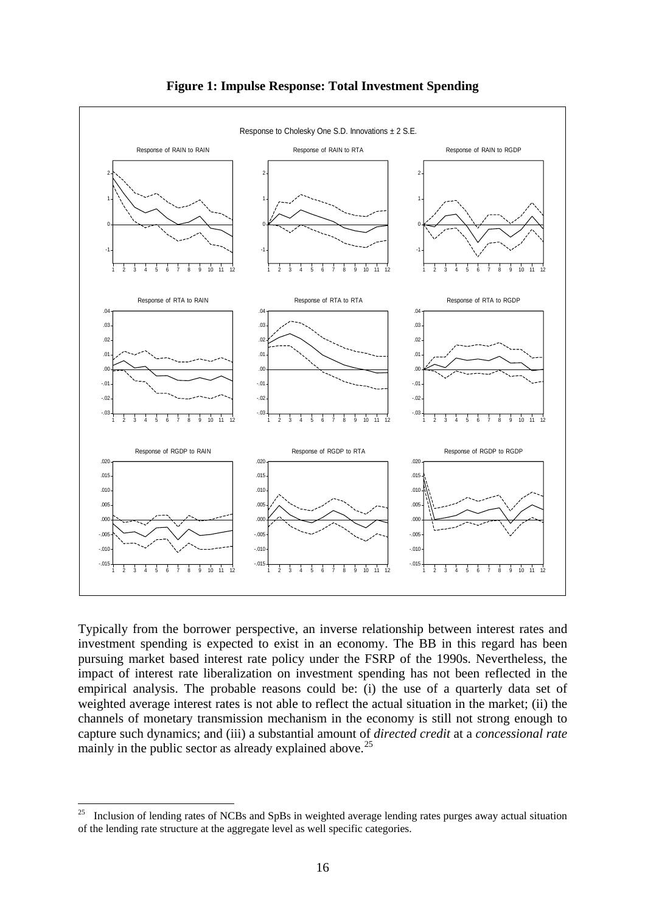**Figure 1: Impulse Response: Total Investment Spending**

Typically from the borrower perspective, an inverse relationship between interest rates and investment spending is expected to exist in an economy. The BB in this regard has been pursuing market based interest rate policy under the FSRP of the 1990s. Nevertheless, the impact of interest rate liberalization on investment spending has not been reflected in the empirical analysis. The probable reasons could be: (i) the use of a quarterly data set of weighted average interest rates is not able to reflect the actual situation in the market; (ii) the channels of monetary transmission mechanism in the economy is still not strong enough to capture such dynamics; and (iii) a substantial amount of *directed credit* at a *concessional rate* mainly in the public sector as already explained above.[25]

---

[25] Inclusion of lending rates of NCBs and SpBs in weighted average lending rates purges away actual situation of the lending rate structure at the aggregate level as well specific categories.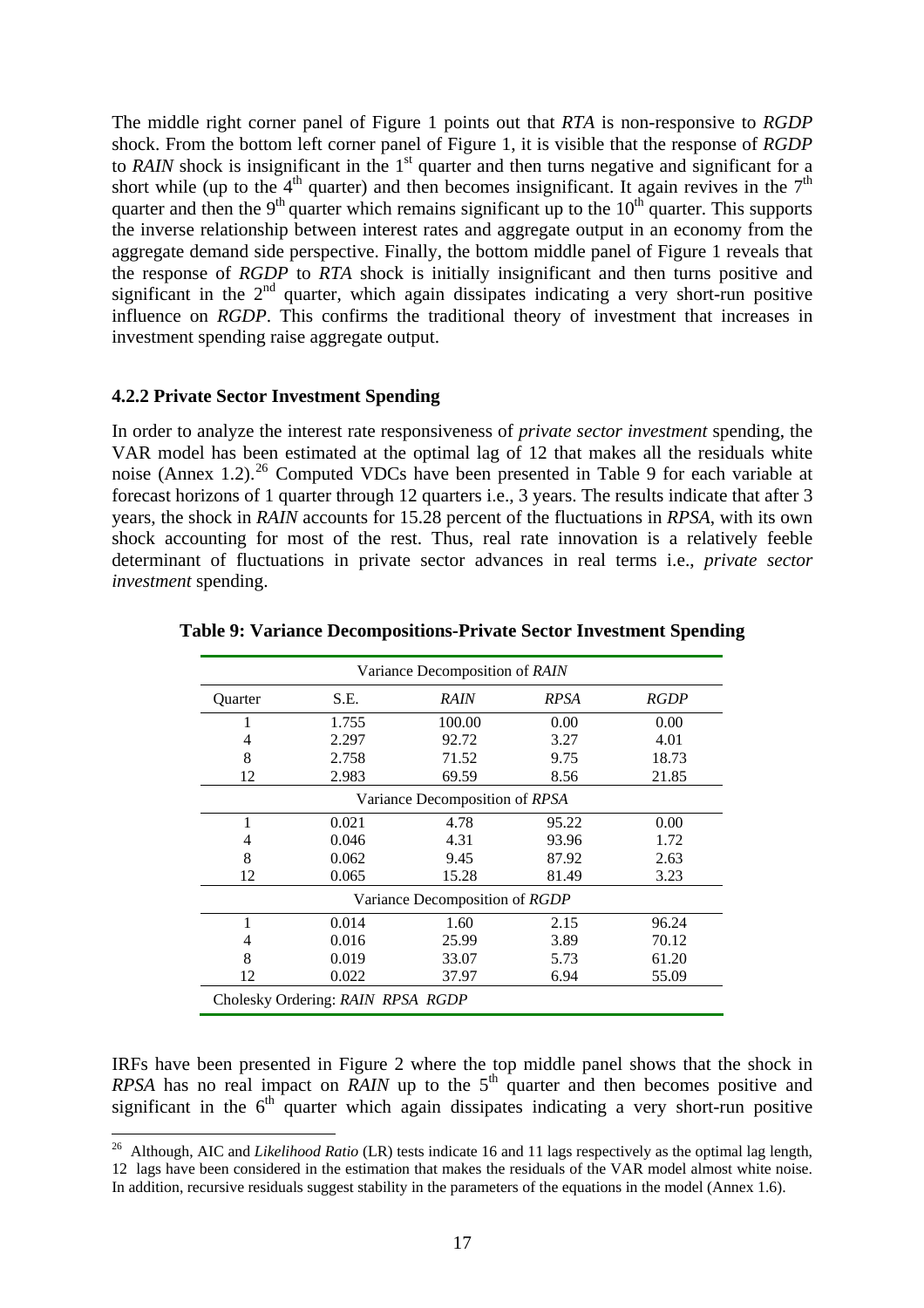The middle right corner panel of Figure 1 points out that *RTA* is non-responsive to *RGDP* shock. From the bottom left corner panel of Figure 1, it is visible that the response of *RGDP* to *RAIN* shock is insignificant in the 1st quarter and then turns negative and significant for a short while (up to the 4th quarter) and then becomes insignificant. It again revives in the 7th quarter and then the 9th quarter which remains significant up to the 10th quarter. This supports the inverse relationship between interest rates and aggregate output in an economy from the aggregate demand side perspective. Finally, the bottom middle panel of Figure 1 reveals that the response of *RGDP* to *RTA* shock is initially insignificant and then turns positive and significant in the 2nd quarter, which again dissipates indicating a very short-run positive influence on *RGDP*. This confirms the traditional theory of investment that increases in investment spending raise aggregate output.

### 4.2.2 Private Sector Investment Spending

In order to analyze the interest rate responsiveness of *private sector investment* spending, the VAR model has been estimated at the optimal lag of 12 that makes all the residuals white noise (Annex 1.2).[26] Computed VDCs have been presented in Table 9 for each variable at forecast horizons of 1 quarter through 12 quarters i.e., 3 years. The results indicate that after 3 years, the shock in *RAIN* accounts for 15.28 percent of the fluctuations in *RPSA*, with its own shock accounting for most of the rest. Thus, real rate innovation is a relatively feeble determinant of fluctuations in private sector advances in real terms i.e., *private sector investment* spending.

**Table 9: Variance Decompositions-Private Sector Investment Spending**

| Quarter | S.E. | *RAIN* | *RPSA* | *RGDP* |
|---|---|---|---|---|
| Variance Decomposition of *RAIN* | | | | |
| 1 | 1.755 | 100.00 | 0.00 | 0.00 |
| 4 | 2.297 | 92.72 | 3.27 | 4.01 |
| 8 | 2.758 | 71.52 | 9.75 | 18.73 |
| 12 | 2.983 | 69.59 | 8.56 | 21.85 |
| Variance Decomposition of *RPSA* | | | | |
| 1 | 0.021 | 4.78 | 95.22 | 0.00 |
| 4 | 0.046 | 4.31 | 93.96 | 1.72 |
| 8 | 0.062 | 9.45 | 87.92 | 2.63 |
| 12 | 0.065 | 15.28 | 81.49 | 3.23 |
| Variance Decomposition of *RGDP* | | | | |
| 1 | 0.014 | 1.60 | 2.15 | 96.24 |
| 4 | 0.016 | 25.99 | 3.89 | 70.12 |
| 8 | 0.019 | 33.07 | 5.73 | 61.20 |
| 12 | 0.022 | 37.97 | 6.94 | 55.09 |
| Cholesky Ordering: *RAIN RPSA RGDP* | | | | |

IRFs have been presented in Figure 2 where the top middle panel shows that the shock in *RPSA* has no real impact on *RAIN* up to the 5th quarter and then becomes positive and significant in the 6th quarter which again dissipates indicating a very short-run positive

[26] Although, AIC and *Likelihood Ratio* (LR) tests indicate 16 and 11 lags respectively as the optimal lag length, 12 lags have been considered in the estimation that makes the residuals of the VAR model almost white noise. In addition, recursive residuals suggest stability in the parameters of the equations in the model (Annex 1.6).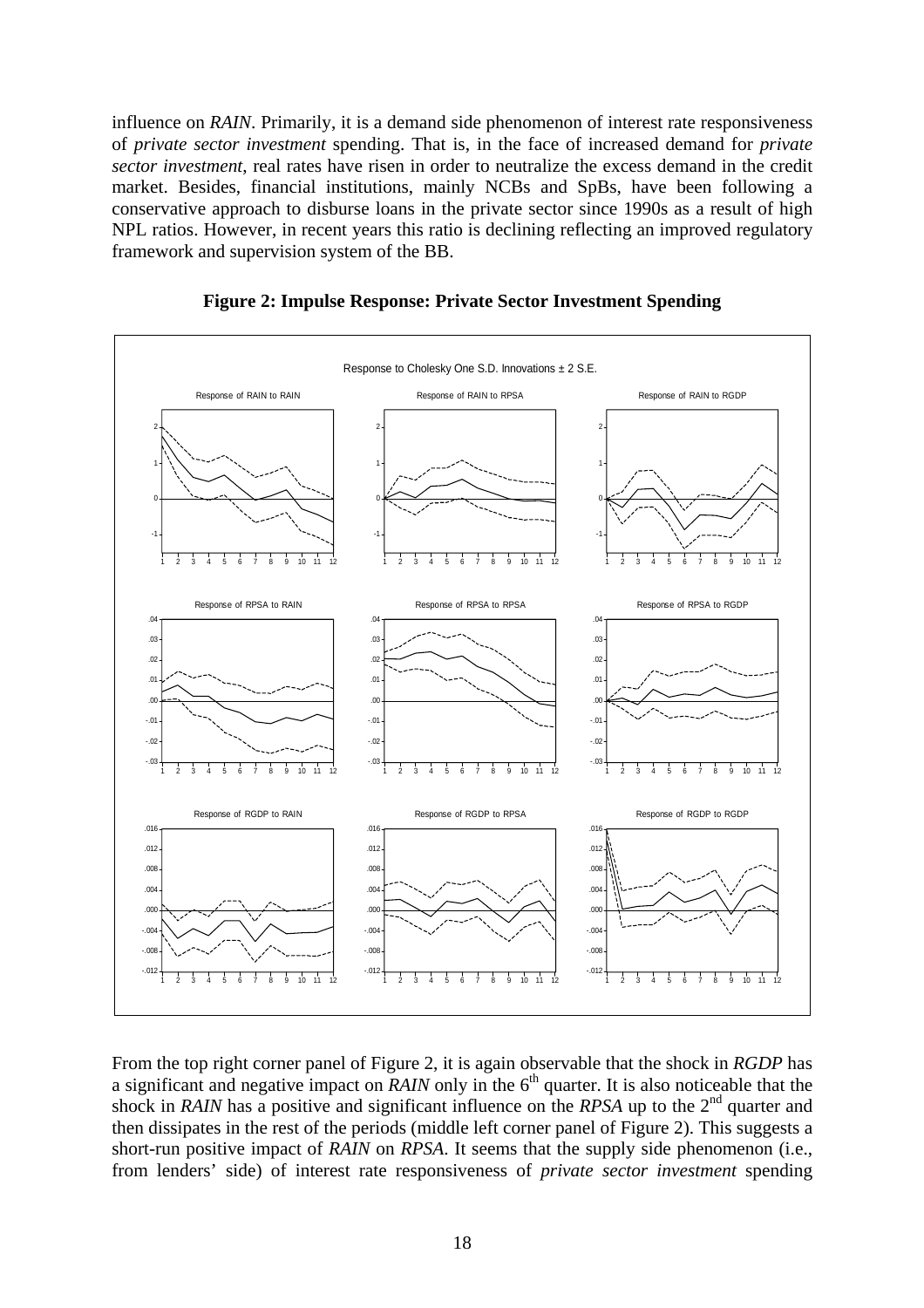influence on *RAIN*. Primarily, it is a demand side phenomenon of interest rate responsiveness of *private sector investment* spending. That is, in the face of increased demand for *private sector investment*, real rates have risen in order to neutralize the excess demand in the credit market. Besides, financial institutions, mainly NCBs and SpBs, have been following a conservative approach to disburse loans in the private sector since 1990s as a result of high NPL ratios. However, in recent years this ratio is declining reflecting an improved regulatory framework and supervision system of the BB.

**Figure 2: Impulse Response: Private Sector Investment Spending**

From the top right corner panel of Figure 2, it is again observable that the shock in *RGDP* has a significant and negative impact on *RAIN* only in the 6[th] quarter. It is also noticeable that the shock in *RAIN* has a positive and significant influence on the *RPSA* up to the 2[nd] quarter and then dissipates in the rest of the periods (middle left corner panel of Figure 2). This suggests a short-run positive impact of *RAIN* on *RPSA*. It seems that the supply side phenomenon (i.e., from lenders' side) of interest rate responsiveness of *private sector investment* spending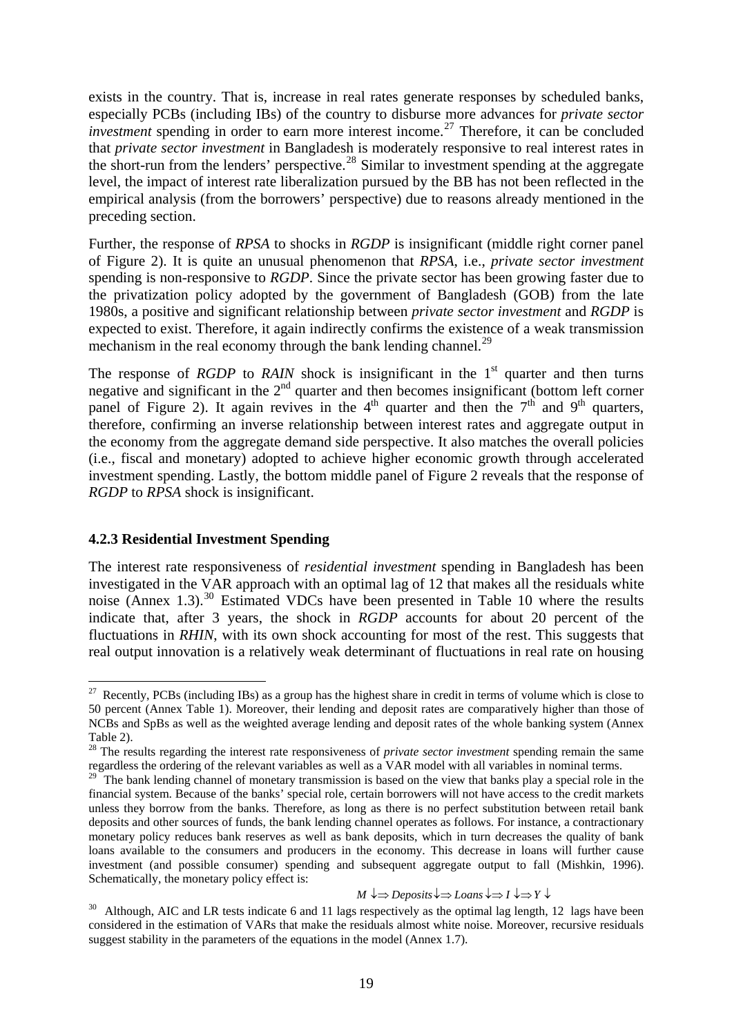exists in the country. That is, increase in real rates generate responses by scheduled banks, especially PCBs (including IBs) of the country to disburse more advances for *private sector investment* spending in order to earn more interest income.[27] Therefore, it can be concluded that *private sector investment* in Bangladesh is moderately responsive to real interest rates in the short-run from the lenders' perspective.[28] Similar to investment spending at the aggregate level, the impact of interest rate liberalization pursued by the BB has not been reflected in the empirical analysis (from the borrowers' perspective) due to reasons already mentioned in the preceding section.

Further, the response of *RPSA* to shocks in *RGDP* is insignificant (middle right corner panel of Figure 2). It is quite an unusual phenomenon that *RPSA*, i.e., *private sector investment* spending is non-responsive to *RGDP*. Since the private sector has been growing faster due to the privatization policy adopted by the government of Bangladesh (GOB) from the late 1980s, a positive and significant relationship between *private sector investment* and *RGDP* is expected to exist. Therefore, it again indirectly confirms the existence of a weak transmission mechanism in the real economy through the bank lending channel.[29]

The response of *RGDP* to *RAIN* shock is insignificant in the 1st quarter and then turns negative and significant in the 2nd quarter and then becomes insignificant (bottom left corner panel of Figure 2). It again revives in the 4th quarter and then the 7th and 9th quarters, therefore, confirming an inverse relationship between interest rates and aggregate output in the economy from the aggregate demand side perspective. It also matches the overall policies (i.e., fiscal and monetary) adopted to achieve higher economic growth through accelerated investment spending. Lastly, the bottom middle panel of Figure 2 reveals that the response of *RGDP* to *RPSA* shock is insignificant.

### 4.2.3 Residential Investment Spending

The interest rate responsiveness of *residential investment* spending in Bangladesh has been investigated in the VAR approach with an optimal lag of 12 that makes all the residuals white noise (Annex 1.3).[30] Estimated VDCs have been presented in Table 10 where the results indicate that, after 3 years, the shock in *RGDP* accounts for about 20 percent of the fluctuations in *RHIN*, with its own shock accounting for most of the rest. This suggests that real output innovation is a relatively weak determinant of fluctuations in real rate on housing

---

[27] Recently, PCBs (including IBs) as a group has the highest share in credit in terms of volume which is close to 50 percent (Annex Table 1). Moreover, their lending and deposit rates are comparatively higher than those of NCBs and SpBs as well as the weighted average lending and deposit rates of the whole banking system (Annex Table 2).

[28] The results regarding the interest rate responsiveness of *private sector investment* spending remain the same regardless the ordering of the relevant variables as well as a VAR model with all variables in nominal terms.

[29] The bank lending channel of monetary transmission is based on the view that banks play a special role in the financial system. Because of the banks' special role, certain borrowers will not have access to the credit markets unless they borrow from the banks. Therefore, as long as there is no perfect substitution between retail bank deposits and other sources of funds, the bank lending channel operates as follows. For instance, a contractionary monetary policy reduces bank reserves as well as bank deposits, which in turn decreases the quality of bank loans available to the consumers and producers in the economy. This decrease in loans will further cause investment (and possible consumer) spending and subsequent aggregate output to fall (Mishkin, 1996). Schematically, the monetary policy effect is:

$$M \downarrow \Rightarrow Deposits \downarrow \Rightarrow Loans \downarrow \Rightarrow I \downarrow \Rightarrow Y \downarrow$$

[30] Although, AIC and LR tests indicate 6 and 11 lags respectively as the optimal lag length, 12 lags have been considered in the estimation of VARs that make the residuals almost white noise. Moreover, recursive residuals suggest stability in the parameters of the equations in the model (Annex 1.7).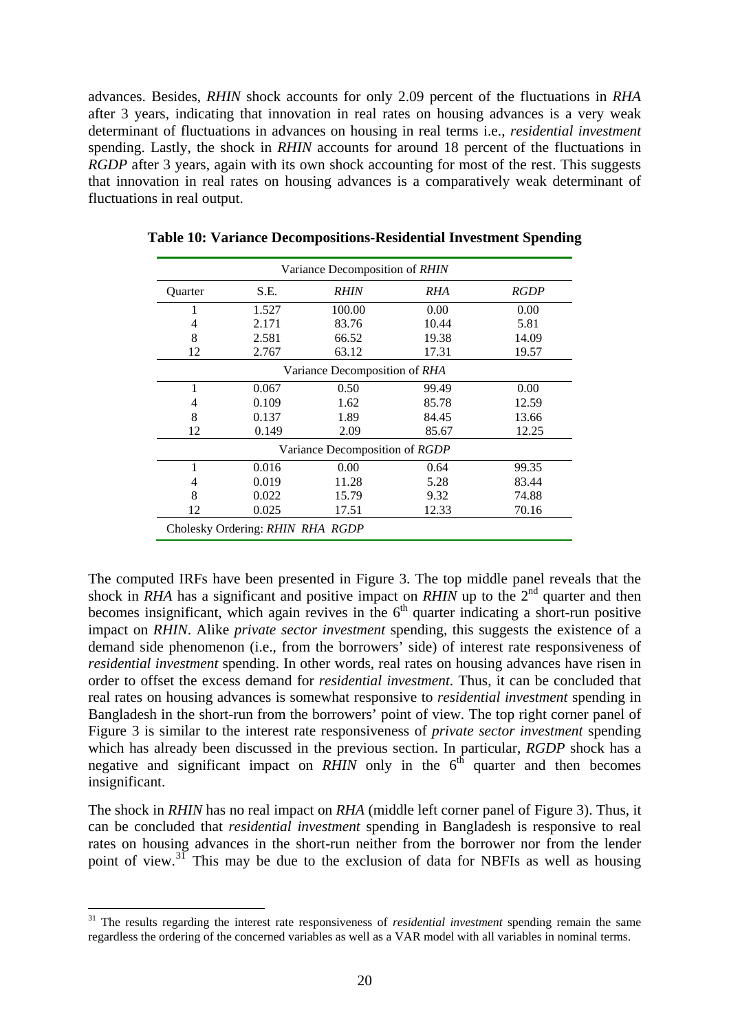advances. Besides, *RHIN* shock accounts for only 2.09 percent of the fluctuations in *RHA* after 3 years, indicating that innovation in real rates on housing advances is a very weak determinant of fluctuations in advances on housing in real terms i.e., *residential investment* spending. Lastly, the shock in *RHIN* accounts for around 18 percent of the fluctuations in *RGDP* after 3 years, again with its own shock accounting for most of the rest. This suggests that innovation in real rates on housing advances is a comparatively weak determinant of fluctuations in real output.

**Table 10: Variance Decompositions-Residential Investment Spending**

| Variance Decomposition of *RHIN* | | | | |
|---|---|---|---|---|
| Quarter | S.E. | *RHIN* | *RHA* | *RGDP* |
| 1 | 1.527 | 100.00 | 0.00 | 0.00 |
| 4 | 2.171 | 83.76 | 10.44 | 5.81 |
| 8 | 2.581 | 66.52 | 19.38 | 14.09 |
| 12 | 2.767 | 63.12 | 17.31 | 19.57 |
| Variance Decomposition of *RHA* | | | | |
| 1 | 0.067 | 0.50 | 99.49 | 0.00 |
| 4 | 0.109 | 1.62 | 85.78 | 12.59 |
| 8 | 0.137 | 1.89 | 84.45 | 13.66 |
| 12 | 0.149 | 2.09 | 85.67 | 12.25 |
| Variance Decomposition of *RGDP* | | | | |
| 1 | 0.016 | 0.00 | 0.64 | 99.35 |
| 4 | 0.019 | 11.28 | 5.28 | 83.44 |
| 8 | 0.022 | 15.79 | 9.32 | 74.88 |
| 12 | 0.025 | 17.51 | 12.33 | 70.16 |

Cholesky Ordering: *RHIN RHA RGDP*

The computed IRFs have been presented in Figure 3. The top middle panel reveals that the shock in *RHA* has a significant and positive impact on *RHIN* up to the 2nd quarter and then becomes insignificant, which again revives in the 6th quarter indicating a short-run positive impact on *RHIN*. Alike *private sector investment* spending, this suggests the existence of a demand side phenomenon (i.e., from the borrowers' side) of interest rate responsiveness of *residential investment* spending. In other words, real rates on housing advances have risen in order to offset the excess demand for *residential investment.* Thus, it can be concluded that real rates on housing advances is somewhat responsive to *residential investment* spending in Bangladesh in the short-run from the borrowers' point of view. The top right corner panel of Figure 3 is similar to the interest rate responsiveness of *private sector investment* spending which has already been discussed in the previous section. In particular, *RGDP* shock has a negative and significant impact on *RHIN* only in the 6th quarter and then becomes insignificant.

The shock in *RHIN* has no real impact on *RHA* (middle left corner panel of Figure 3). Thus, it can be concluded that *residential investment* spending in Bangladesh is responsive to real rates on housing advances in the short-run neither from the borrower nor from the lender point of view.[31] This may be due to the exclusion of data for NBFIs as well as housing

[31] The results regarding the interest rate responsiveness of *residential investment* spending remain the same regardless the ordering of the concerned variables as well as a VAR model with all variables in nominal terms.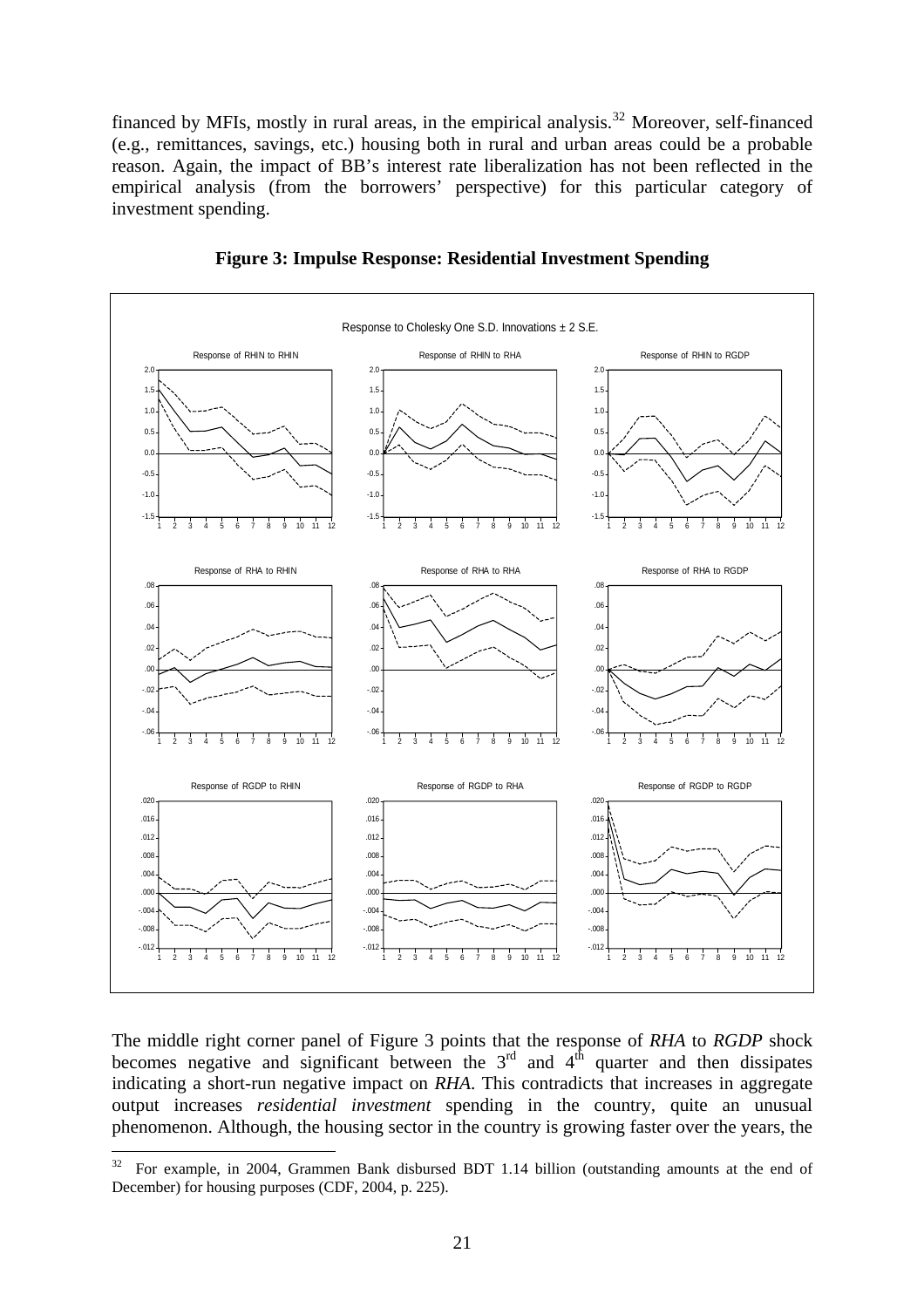financed by MFIs, mostly in rural areas, in the empirical analysis.[32] Moreover, self-financed (e.g., remittances, savings, etc.) housing both in rural and urban areas could be a probable reason. Again, the impact of BB's interest rate liberalization has not been reflected in the empirical analysis (from the borrowers' perspective) for this particular category of investment spending.

**Figure 3: Impulse Response: Residential Investment Spending**

The middle right corner panel of Figure 3 points that the response of *RHA* to *RGDP* shock becomes negative and significant between the 3rd and 4th quarter and then dissipates indicating a short-run negative impact on *RHA*. This contradicts that increases in aggregate output increases *residential investment* spending in the country, quite an unusual phenomenon. Although, the housing sector in the country is growing faster over the years, the

[32] For example, in 2004, Grammen Bank disbursed BDT 1.14 billion (outstanding amounts at the end of December) for housing purposes (CDF, 2004, p. 225).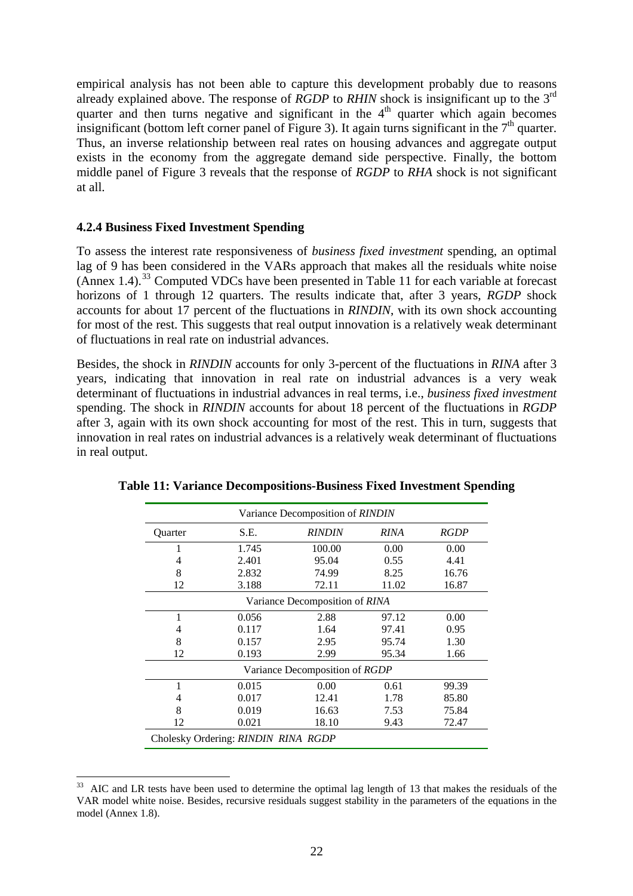empirical analysis has not been able to capture this development probably due to reasons already explained above. The response of *RGDP* to *RHIN* shock is insignificant up to the $3^{rd}$ quarter and then turns negative and significant in the $4^{th}$ quarter which again becomes insignificant (bottom left corner panel of Figure 3). It again turns significant in the $7^{th}$ quarter. Thus, an inverse relationship between real rates on housing advances and aggregate output exists in the economy from the aggregate demand side perspective. Finally, the bottom middle panel of Figure 3 reveals that the response of *RGDP* to *RHA* shock is not significant at all.

### 4.2.4 Business Fixed Investment Spending

To assess the interest rate responsiveness of *business fixed investment* spending, an optimal lag of 9 has been considered in the VARs approach that makes all the residuals white noise (Annex 1.4).[33] Computed VDCs have been presented in Table 11 for each variable at forecast horizons of 1 through 12 quarters. The results indicate that, after 3 years, *RGDP* shock accounts for about 17 percent of the fluctuations in *RINDIN*, with its own shock accounting for most of the rest. This suggests that real output innovation is a relatively weak determinant of fluctuations in real rate on industrial advances.

Besides, the shock in *RINDIN* accounts for only 3-percent of the fluctuations in *RINA* after 3 years, indicating that innovation in real rate on industrial advances is a very weak determinant of fluctuations in industrial advances in real terms, i.e., *business fixed investment* spending. The shock in *RINDIN* accounts for about 18 percent of the fluctuations in *RGDP* after 3, again with its own shock accounting for most of the rest. This in turn, suggests that innovation in real rates on industrial advances is a relatively weak determinant of fluctuations in real output.

**Table 11: Variance Decompositions-Business Fixed Investment Spending**

| Variance Decomposition of *RINDIN* | | | | |
|---|---|---|---|---|
| Quarter | S.E. | *RINDIN* | *RINA* | *RGDP* |
| 1 | 1.745 | 100.00 | 0.00 | 0.00 |
| 4 | 2.401 | 95.04 | 0.55 | 4.41 |
| 8 | 2.832 | 74.99 | 8.25 | 16.76 |
| 12 | 3.188 | 72.11 | 11.02 | 16.87 |
| Variance Decomposition of *RINA* | | | | |
| 1 | 0.056 | 2.88 | 97.12 | 0.00 |
| 4 | 0.117 | 1.64 | 97.41 | 0.95 |
| 8 | 0.157 | 2.95 | 95.74 | 1.30 |
| 12 | 0.193 | 2.99 | 95.34 | 1.66 |
| Variance Decomposition of *RGDP* | | | | |
| 1 | 0.015 | 0.00 | 0.61 | 99.39 |
| 4 | 0.017 | 12.41 | 1.78 | 85.80 |
| 8 | 0.019 | 16.63 | 7.53 | 75.84 |
| 12 | 0.021 | 18.10 | 9.43 | 72.47 |
| Cholesky Ordering: *RINDIN RINA RGDP* | | | | |

[33] AIC and LR tests have been used to determine the optimal lag length of 13 that makes the residuals of the VAR model white noise. Besides, recursive residuals suggest stability in the parameters of the equations in the model (Annex 1.8).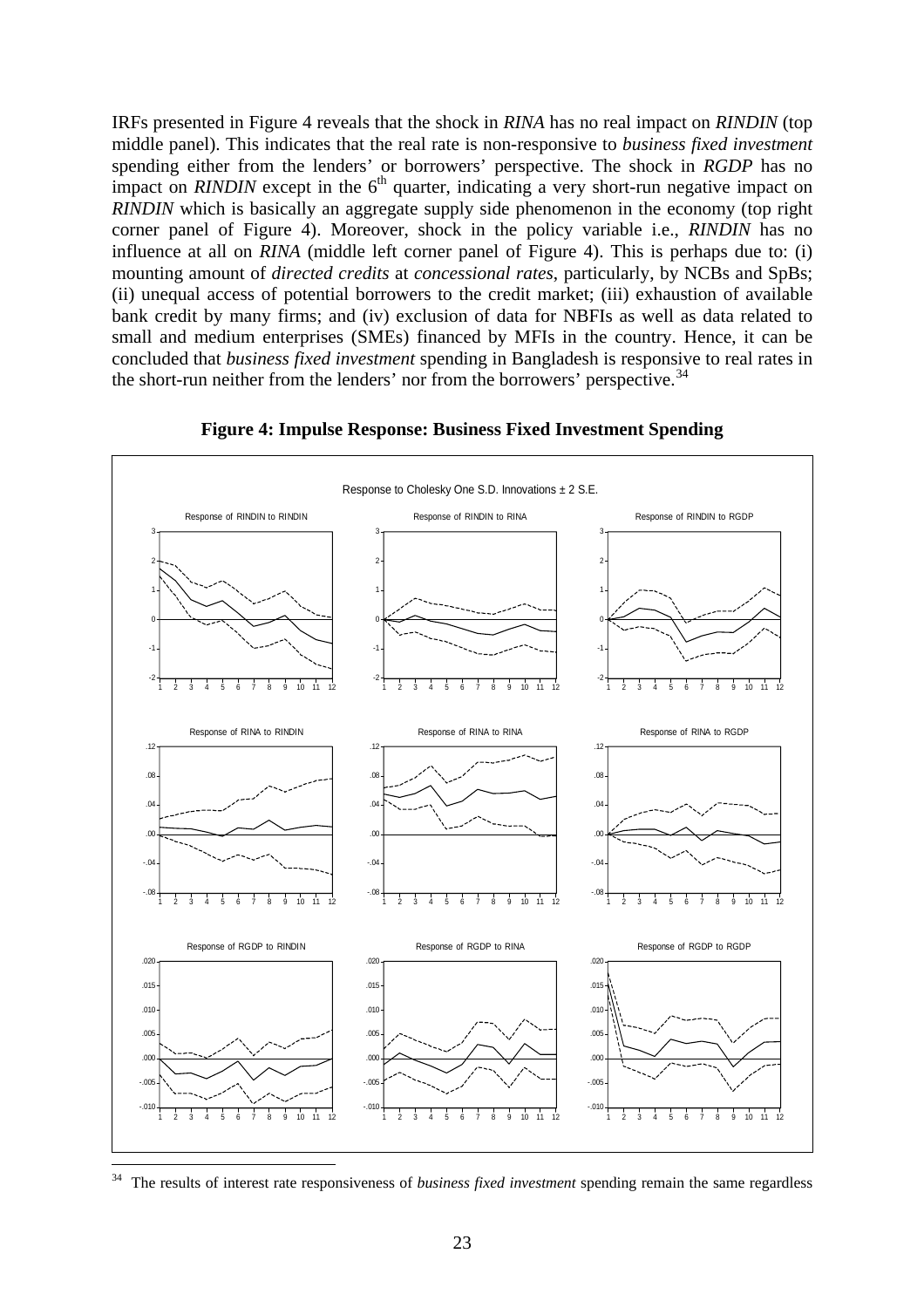IRFs presented in Figure 4 reveals that the shock in *RINA* has no real impact on *RINDIN* (top middle panel). This indicates that the real rate is non-responsive to *business fixed investment* spending either from the lenders' or borrowers' perspective. The shock in *RGDP* has no impact on *RINDIN* except in the 6th quarter, indicating a very short-run negative impact on *RINDIN* which is basically an aggregate supply side phenomenon in the economy (top right corner panel of Figure 4). Moreover, shock in the policy variable i.e., *RINDIN* has no influence at all on *RINA* (middle left corner panel of Figure 4). This is perhaps due to: (i) mounting amount of *directed credits* at *concessional rates*, particularly, by NCBs and SpBs; (ii) unequal access of potential borrowers to the credit market; (iii) exhaustion of available bank credit by many firms; and (iv) exclusion of data for NBFIs as well as data related to small and medium enterprises (SMEs) financed by MFIs in the country. Hence, it can be concluded that *business fixed investment* spending in Bangladesh is responsive to real rates in the short-run neither from the lenders' nor from the borrowers' perspective.[34]

**Figure 4: Impulse Response: Business Fixed Investment Spending**

[34] The results of interest rate responsiveness of *business fixed investment* spending remain the same regardless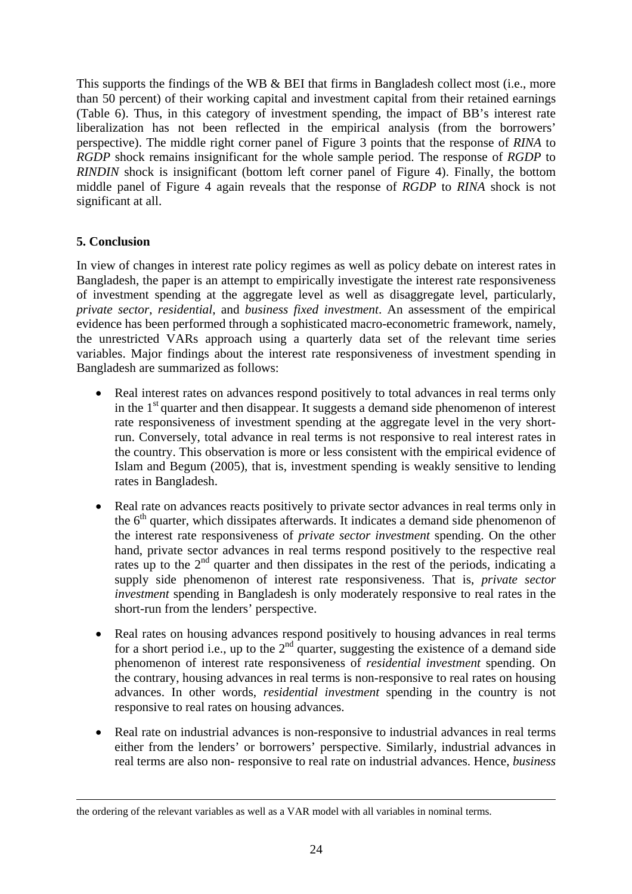This supports the findings of the WB & BEI that firms in Bangladesh collect most (i.e., more than 50 percent) of their working capital and investment capital from their retained earnings (Table 6). Thus, in this category of investment spending, the impact of BB's interest rate liberalization has not been reflected in the empirical analysis (from the borrowers' perspective). The middle right corner panel of Figure 3 points that the response of *RINA* to *RGDP* shock remains insignificant for the whole sample period. The response of *RGDP* to *RINDIN* shock is insignificant (bottom left corner panel of Figure 4). Finally, the bottom middle panel of Figure 4 again reveals that the response of *RGDP* to *RINA* shock is not significant at all.

## 5. Conclusion

In view of changes in interest rate policy regimes as well as policy debate on interest rates in Bangladesh, the paper is an attempt to empirically investigate the interest rate responsiveness of investment spending at the aggregate level as well as disaggregate level, particularly, *private sector*, *residential*, and *business fixed investment*. An assessment of the empirical evidence has been performed through a sophisticated macro-econometric framework, namely, the unrestricted VARs approach using a quarterly data set of the relevant time series variables. Major findings about the interest rate responsiveness of investment spending in Bangladesh are summarized as follows:

- Real interest rates on advances respond positively to total advances in real terms only in the 1st quarter and then disappear. It suggests a demand side phenomenon of interest rate responsiveness of investment spending at the aggregate level in the very short-run. Conversely, total advance in real terms is not responsive to real interest rates in the country. This observation is more or less consistent with the empirical evidence of Islam and Begum (2005), that is, investment spending is weakly sensitive to lending rates in Bangladesh.

- Real rate on advances reacts positively to private sector advances in real terms only in the 6th quarter, which dissipates afterwards. It indicates a demand side phenomenon of the interest rate responsiveness of *private sector investment* spending. On the other hand, private sector advances in real terms respond positively to the respective real rates up to the 2nd quarter and then dissipates in the rest of the periods, indicating a supply side phenomenon of interest rate responsiveness. That is, *private sector investment* spending in Bangladesh is only moderately responsive to real rates in the short-run from the lenders' perspective.

- Real rates on housing advances respond positively to housing advances in real terms for a short period i.e., up to the 2nd quarter, suggesting the existence of a demand side phenomenon of interest rate responsiveness of *residential investment* spending. On the contrary, housing advances in real terms is non-responsive to real rates on housing advances. In other words, *residential investment* spending in the country is not responsive to real rates on housing advances.

- Real rate on industrial advances is non-responsive to industrial advances in real terms either from the lenders' or borrowers' perspective. Similarly, industrial advances in real terms are also non- responsive to real rate on industrial advances. Hence, *business*

the ordering of the relevant variables as well as a VAR model with all variables in nominal terms.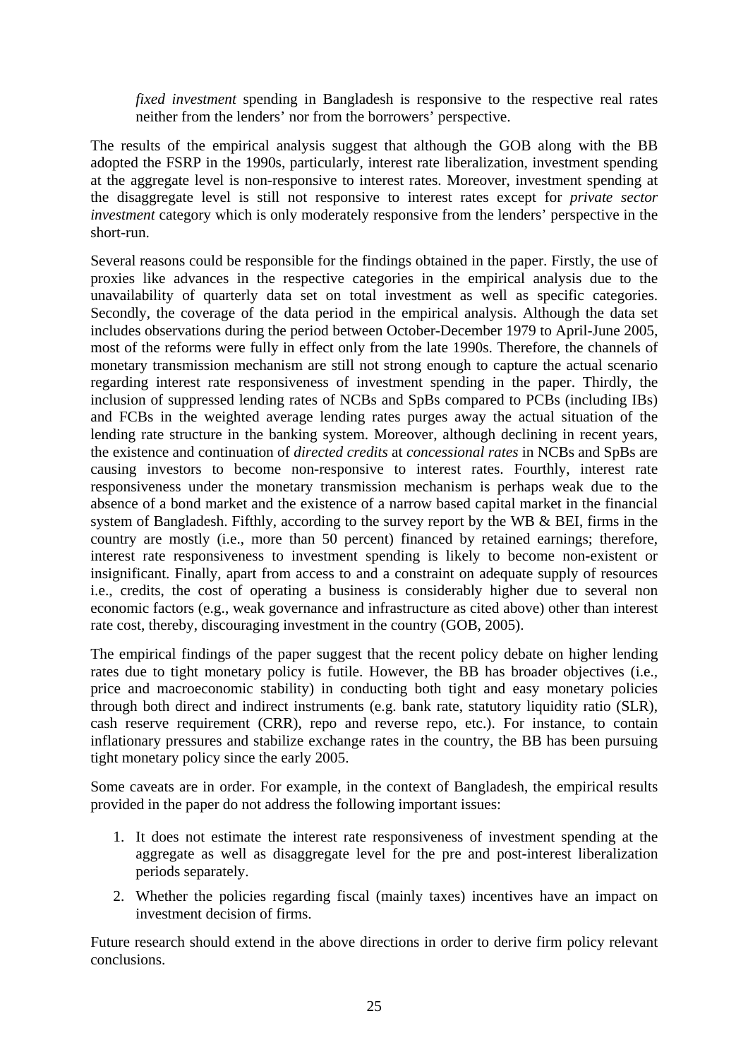*fixed investment* spending in Bangladesh is responsive to the respective real rates neither from the lenders' nor from the borrowers' perspective.

The results of the empirical analysis suggest that although the GOB along with the BB adopted the FSRP in the 1990s, particularly, interest rate liberalization, investment spending at the aggregate level is non-responsive to interest rates. Moreover, investment spending at the disaggregate level is still not responsive to interest rates except for *private sector investment* category which is only moderately responsive from the lenders' perspective in the short-run.

Several reasons could be responsible for the findings obtained in the paper. Firstly, the use of proxies like advances in the respective categories in the empirical analysis due to the unavailability of quarterly data set on total investment as well as specific categories. Secondly, the coverage of the data period in the empirical analysis. Although the data set includes observations during the period between October-December 1979 to April-June 2005, most of the reforms were fully in effect only from the late 1990s. Therefore, the channels of monetary transmission mechanism are still not strong enough to capture the actual scenario regarding interest rate responsiveness of investment spending in the paper. Thirdly, the inclusion of suppressed lending rates of NCBs and SpBs compared to PCBs (including IBs) and FCBs in the weighted average lending rates purges away the actual situation of the lending rate structure in the banking system. Moreover, although declining in recent years, the existence and continuation of *directed credits* at *concessional rates* in NCBs and SpBs are causing investors to become non-responsive to interest rates. Fourthly, interest rate responsiveness under the monetary transmission mechanism is perhaps weak due to the absence of a bond market and the existence of a narrow based capital market in the financial system of Bangladesh. Fifthly, according to the survey report by the WB & BEI, firms in the country are mostly (i.e., more than 50 percent) financed by retained earnings; therefore, interest rate responsiveness to investment spending is likely to become non-existent or insignificant. Finally, apart from access to and a constraint on adequate supply of resources i.e., credits, the cost of operating a business is considerably higher due to several non economic factors (e.g., weak governance and infrastructure as cited above) other than interest rate cost, thereby, discouraging investment in the country (GOB, 2005).

The empirical findings of the paper suggest that the recent policy debate on higher lending rates due to tight monetary policy is futile. However, the BB has broader objectives (i.e., price and macroeconomic stability) in conducting both tight and easy monetary policies through both direct and indirect instruments (e.g. bank rate, statutory liquidity ratio (SLR), cash reserve requirement (CRR), repo and reverse repo, etc.). For instance, to contain inflationary pressures and stabilize exchange rates in the country, the BB has been pursuing tight monetary policy since the early 2005.

Some caveats are in order. For example, in the context of Bangladesh, the empirical results provided in the paper do not address the following important issues:

1. It does not estimate the interest rate responsiveness of investment spending at the aggregate as well as disaggregate level for the pre and post-interest liberalization periods separately.
2. Whether the policies regarding fiscal (mainly taxes) incentives have an impact on investment decision of firms.

Future research should extend in the above directions in order to derive firm policy relevant conclusions.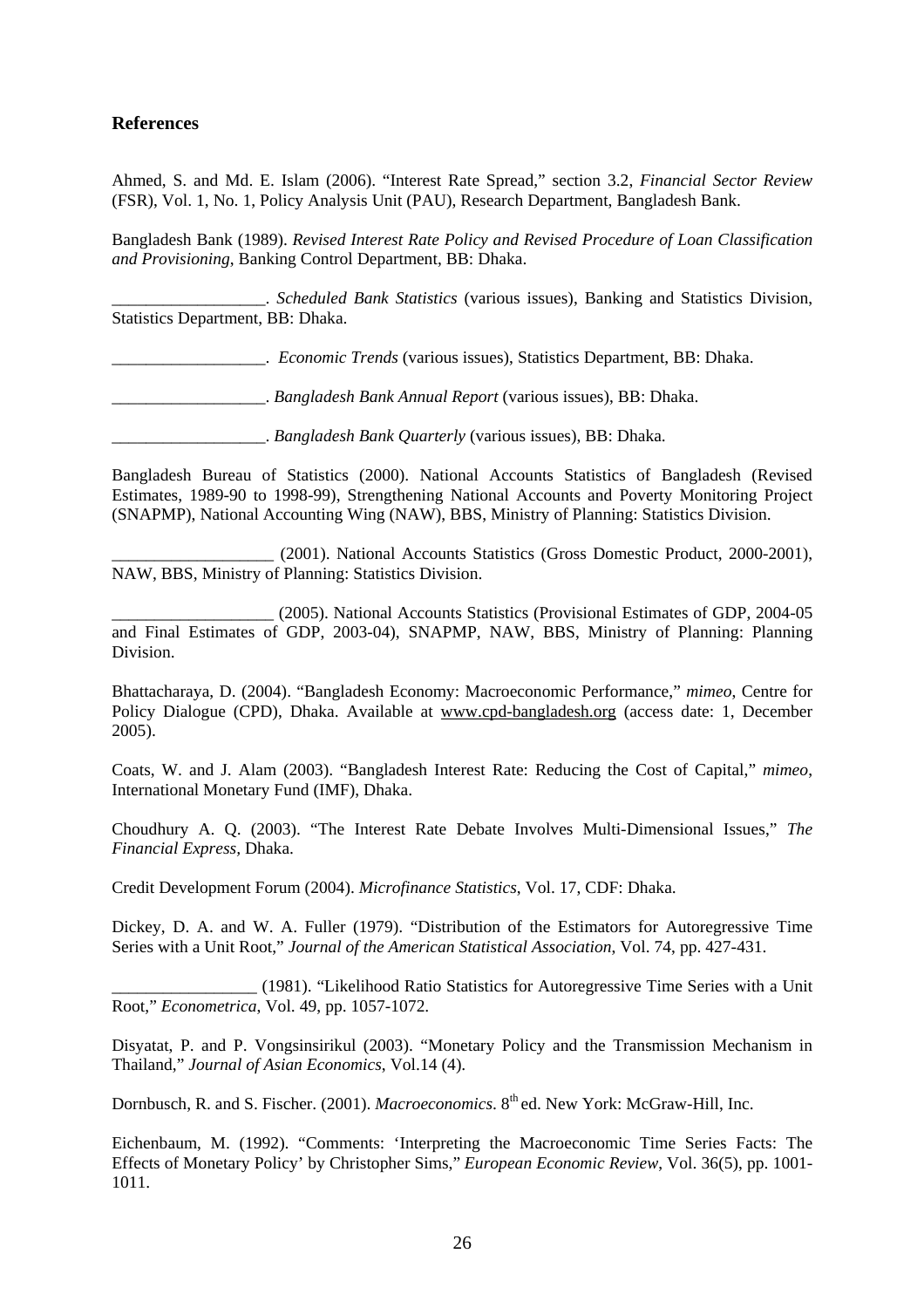## References

Ahmed, S. and Md. E. Islam (2006). "Interest Rate Spread," section 3.2, *Financial Sector Review* (FSR), Vol. 1, No. 1, Policy Analysis Unit (PAU), Research Department, Bangladesh Bank.

Bangladesh Bank (1989). *Revised Interest Rate Policy and Revised Procedure of Loan Classification and Provisioning*, Banking Control Department, BB: Dhaka.

__________________. *Scheduled Bank Statistics* (various issues), Banking and Statistics Division, Statistics Department, BB: Dhaka.

__________________. *Economic Trends* (various issues), Statistics Department, BB: Dhaka.

__________________. *Bangladesh Bank Annual Report* (various issues), BB: Dhaka.

__________________. *Bangladesh Bank Quarterly* (various issues), BB: Dhaka.

Bangladesh Bureau of Statistics (2000). National Accounts Statistics of Bangladesh (Revised Estimates, 1989-90 to 1998-99), Strengthening National Accounts and Poverty Monitoring Project (SNAPMP), National Accounting Wing (NAW), BBS, Ministry of Planning: Statistics Division.

___________________ (2001). National Accounts Statistics (Gross Domestic Product, 2000-2001), NAW, BBS, Ministry of Planning: Statistics Division.

___________________ (2005). National Accounts Statistics (Provisional Estimates of GDP, 2004-05 and Final Estimates of GDP, 2003-04), SNAPMP, NAW, BBS, Ministry of Planning: Planning Division.

Bhattacharaya, D. (2004). "Bangladesh Economy: Macroeconomic Performance," *mimeo*, Centre for Policy Dialogue (CPD), Dhaka. Available at www.cpd-bangladesh.org (access date: 1, December 2005).

Coats, W. and J. Alam (2003). "Bangladesh Interest Rate: Reducing the Cost of Capital," *mimeo*, International Monetary Fund (IMF), Dhaka.

Choudhury A. Q. (2003). "The Interest Rate Debate Involves Multi-Dimensional Issues," *The Financial Express*, Dhaka.

Credit Development Forum (2004). *Microfinance Statistics*, Vol. 17, CDF: Dhaka.

Dickey, D. A. and W. A. Fuller (1979). "Distribution of the Estimators for Autoregressive Time Series with a Unit Root," *Journal of the American Statistical Association*, Vol. 74, pp. 427-431.

_________________ (1981). "Likelihood Ratio Statistics for Autoregressive Time Series with a Unit Root," *Econometrica*, Vol. 49, pp. 1057-1072.

Disyatat, P. and P. Vongsinsirikul (2003). "Monetary Policy and the Transmission Mechanism in Thailand," *Journal of Asian Economics*, Vol.14 (4).

Dornbusch, R. and S. Fischer. (2001). *Macroeconomics*. 8th ed. New York: McGraw-Hill, Inc.

Eichenbaum, M. (1992). "Comments: 'Interpreting the Macroeconomic Time Series Facts: The Effects of Monetary Policy' by Christopher Sims," *European Economic Review*, Vol. 36(5), pp. 1001-1011.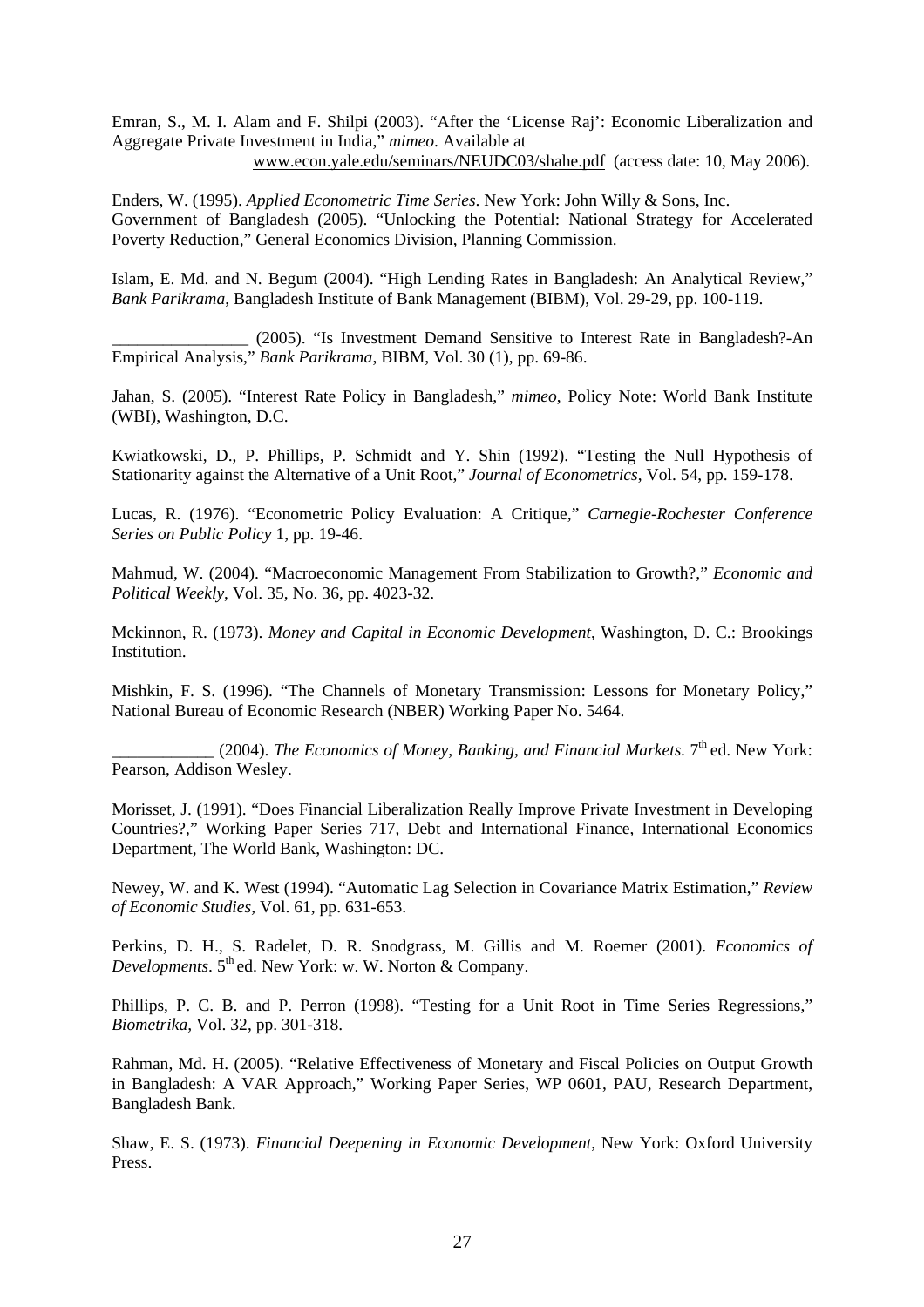Emran, S., M. I. Alam and F. Shilpi (2003). "After the 'License Raj': Economic Liberalization and Aggregate Private Investment in India," *mimeo*. Available at www.econ.yale.edu/seminars/NEUDC03/shahe.pdf (access date: 10, May 2006).

Enders, W. (1995). *Applied Econometric Time Series*. New York: John Willy & Sons, Inc.

Government of Bangladesh (2005). "Unlocking the Potential: National Strategy for Accelerated Poverty Reduction," General Economics Division, Planning Commission.

Islam, E. Md. and N. Begum (2004). "High Lending Rates in Bangladesh: An Analytical Review," *Bank Parikrama*, Bangladesh Institute of Bank Management (BIBM), Vol. 29-29, pp. 100-119.

________________ (2005). "Is Investment Demand Sensitive to Interest Rate in Bangladesh?-An Empirical Analysis," *Bank Parikrama*, BIBM, Vol. 30 (1), pp. 69-86.

Jahan, S. (2005). "Interest Rate Policy in Bangladesh," *mimeo*, Policy Note: World Bank Institute (WBI), Washington, D.C.

Kwiatkowski, D., P. Phillips, P. Schmidt and Y. Shin (1992). "Testing the Null Hypothesis of Stationarity against the Alternative of a Unit Root," *Journal of Econometrics*, Vol. 54, pp. 159-178.

Lucas, R. (1976). "Econometric Policy Evaluation: A Critique," *Carnegie-Rochester Conference Series on Public Policy* 1, pp. 19-46.

Mahmud, W. (2004). "Macroeconomic Management From Stabilization to Growth?," *Economic and Political Weekly*, Vol. 35, No. 36, pp. 4023-32.

Mckinnon, R. (1973). *Money and Capital in Economic Development*, Washington, D. C.: Brookings Institution.

Mishkin, F. S. (1996). "The Channels of Monetary Transmission: Lessons for Monetary Policy," National Bureau of Economic Research (NBER) Working Paper No. 5464.

____________ (2004). *The Economics of Money, Banking, and Financial Markets*. 7th ed. New York: Pearson, Addison Wesley.

Morisset, J. (1991). "Does Financial Liberalization Really Improve Private Investment in Developing Countries?," Working Paper Series 717, Debt and International Finance, International Economics Department, The World Bank, Washington: DC.

Newey, W. and K. West (1994). "Automatic Lag Selection in Covariance Matrix Estimation," *Review of Economic Studies*, Vol. 61, pp. 631-653.

Perkins, D. H., S. Radelet, D. R. Snodgrass, M. Gillis and M. Roemer (2001). *Economics of Developments*. 5th ed. New York: w. W. Norton & Company.

Phillips, P. C. B. and P. Perron (1998). "Testing for a Unit Root in Time Series Regressions," *Biometrika*, Vol. 32, pp. 301-318.

Rahman, Md. H. (2005). "Relative Effectiveness of Monetary and Fiscal Policies on Output Growth in Bangladesh: A VAR Approach," Working Paper Series, WP 0601, PAU, Research Department, Bangladesh Bank.

Shaw, E. S. (1973). *Financial Deepening in Economic Development*, New York: Oxford University Press.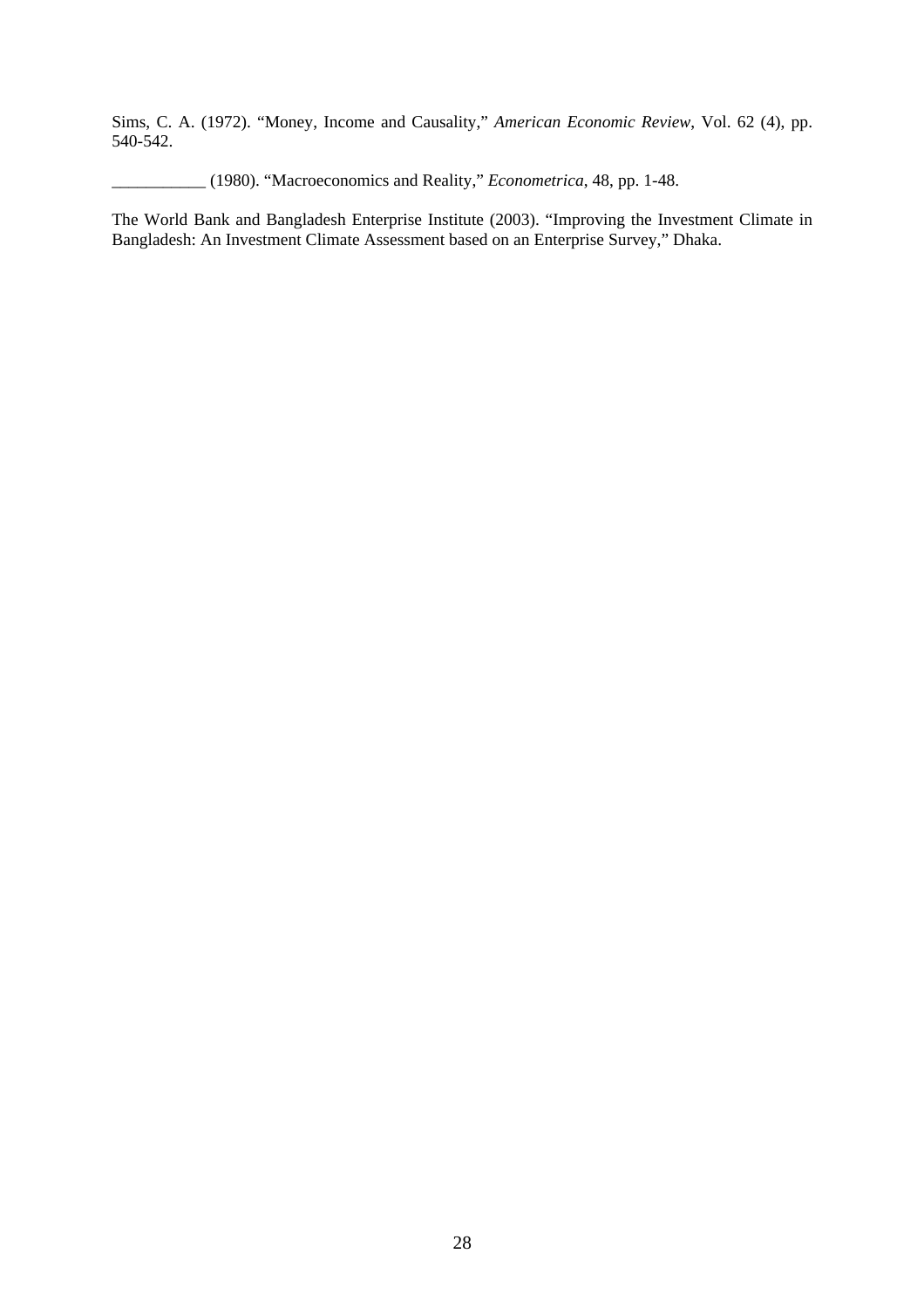Sims, C. A. (1972). "Money, Income and Causality," *American Economic Review*, Vol. 62 (4), pp. 540-542.

___________ (1980). "Macroeconomics and Reality," *Econometrica*, 48, pp. 1-48.

The World Bank and Bangladesh Enterprise Institute (2003). "Improving the Investment Climate in Bangladesh: An Investment Climate Assessment based on an Enterprise Survey," Dhaka.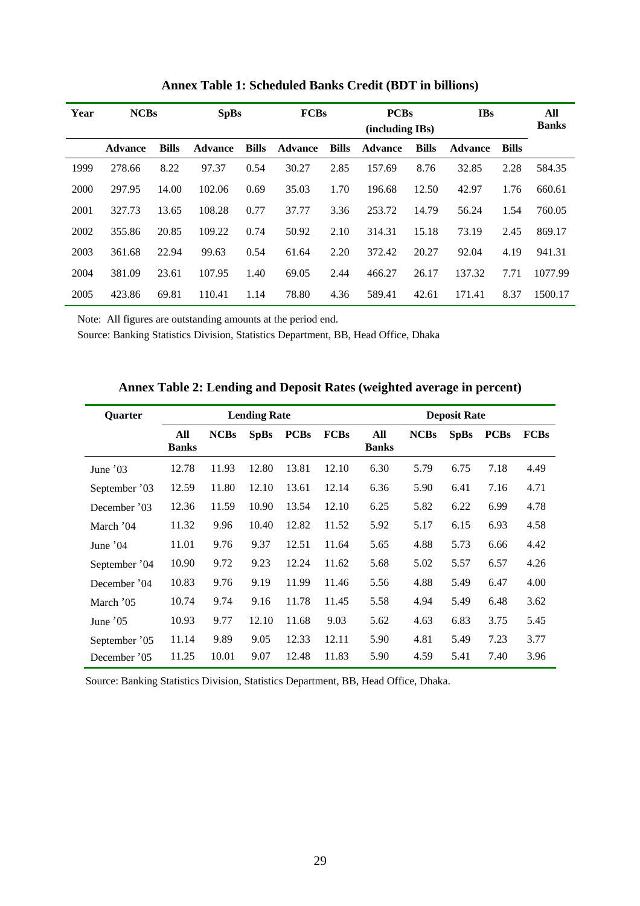**Annex Table 1: Scheduled Banks Credit (BDT in billions)**

| Year | NCBs | | SpBs | | FCBs | | PCBs (including IBs) | | IBs | | All Banks |
|---|---|---|---|---|---|---|---|---|---|---|---|
| | Advance | Bills | Advance | Bills | Advance | Bills | Advance | Bills | Advance | Bills | |
| 1999 | 278.66 | 8.22 | 97.37 | 0.54 | 30.27 | 2.85 | 157.69 | 8.76 | 32.85 | 2.28 | 584.35 |
| 2000 | 297.95 | 14.00 | 102.06 | 0.69 | 35.03 | 1.70 | 196.68 | 12.50 | 42.97 | 1.76 | 660.61 |
| 2001 | 327.73 | 13.65 | 108.28 | 0.77 | 37.77 | 3.36 | 253.72 | 14.79 | 56.24 | 1.54 | 760.05 |
| 2002 | 355.86 | 20.85 | 109.22 | 0.74 | 50.92 | 2.10 | 314.31 | 15.18 | 73.19 | 2.45 | 869.17 |
| 2003 | 361.68 | 22.94 | 99.63 | 0.54 | 61.64 | 2.20 | 372.42 | 20.27 | 92.04 | 4.19 | 941.31 |
| 2004 | 381.09 | 23.61 | 107.95 | 1.40 | 69.05 | 2.44 | 466.27 | 26.17 | 137.32 | 7.71 | 1077.99 |
| 2005 | 423.86 | 69.81 | 110.41 | 1.14 | 78.80 | 4.36 | 589.41 | 42.61 | 171.41 | 8.37 | 1500.17 |

Note: All figures are outstanding amounts at the period end.

Source: Banking Statistics Division, Statistics Department, BB, Head Office, Dhaka

**Annex Table 2: Lending and Deposit Rates (weighted average in percent)**

| Quarter | Lending Rate | | | | | Deposit Rate | | | | |
|---|---|---|---|---|---|---|---|---|---|---|
| | All Banks | NCBs | SpBs | PCBs | FCBs | All Banks | NCBs | SpBs | PCBs | FCBs |
| June '03 | 12.78 | 11.93 | 12.80 | 13.81 | 12.10 | 6.30 | 5.79 | 6.75 | 7.18 | 4.49 |
| September '03 | 12.59 | 11.80 | 12.10 | 13.61 | 12.14 | 6.36 | 5.90 | 6.41 | 7.16 | 4.71 |
| December '03 | 12.36 | 11.59 | 10.90 | 13.54 | 12.10 | 6.25 | 5.82 | 6.22 | 6.99 | 4.78 |
| March '04 | 11.32 | 9.96 | 10.40 | 12.82 | 11.52 | 5.92 | 5.17 | 6.15 | 6.93 | 4.58 |
| June '04 | 11.01 | 9.76 | 9.37 | 12.51 | 11.64 | 5.65 | 4.88 | 5.73 | 6.66 | 4.42 |
| September '04 | 10.90 | 9.72 | 9.23 | 12.24 | 11.62 | 5.68 | 5.02 | 5.57 | 6.57 | 4.26 |
| December '04 | 10.83 | 9.76 | 9.19 | 11.99 | 11.46 | 5.56 | 4.88 | 5.49 | 6.47 | 4.00 |
| March '05 | 10.74 | 9.74 | 9.16 | 11.78 | 11.45 | 5.58 | 4.94 | 5.49 | 6.48 | 3.62 |
| June '05 | 10.93 | 9.77 | 12.10 | 11.68 | 9.03 | 5.62 | 4.63 | 6.83 | 3.75 | 5.45 |
| September '05 | 11.14 | 9.89 | 9.05 | 12.33 | 12.11 | 5.90 | 4.81 | 5.49 | 7.23 | 3.77 |
| December '05 | 11.25 | 10.01 | 9.07 | 12.48 | 11.83 | 5.90 | 4.59 | 5.41 | 7.40 | 3.96 |

Source: Banking Statistics Division, Statistics Department, BB, Head Office, Dhaka.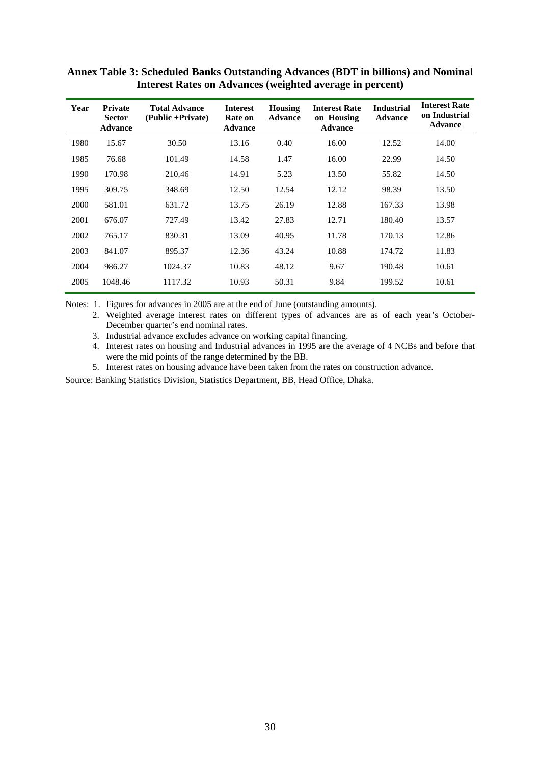**Annex Table 3: Scheduled Banks Outstanding Advances (BDT in billions) and Nominal Interest Rates on Advances (weighted average in percent)**

| Year | Private Sector Advance | Total Advance (Public +Private) | Interest Rate on Advance | Housing Advance | Interest Rate on Housing Advance | Industrial Advance | Interest Rate on Industrial Advance |
|---|---|---|---|---|---|---|---|
| 1980 | 15.67 | 30.50 | 13.16 | 0.40 | 16.00 | 12.52 | 14.00 |
| 1985 | 76.68 | 101.49 | 14.58 | 1.47 | 16.00 | 22.99 | 14.50 |
| 1990 | 170.98 | 210.46 | 14.91 | 5.23 | 13.50 | 55.82 | 14.50 |
| 1995 | 309.75 | 348.69 | 12.50 | 12.54 | 12.12 | 98.39 | 13.50 |
| 2000 | 581.01 | 631.72 | 13.75 | 26.19 | 12.88 | 167.33 | 13.98 |
| 2001 | 676.07 | 727.49 | 13.42 | 27.83 | 12.71 | 180.40 | 13.57 |
| 2002 | 765.17 | 830.31 | 13.09 | 40.95 | 11.78 | 170.13 | 12.86 |
| 2003 | 841.07 | 895.37 | 12.36 | 43.24 | 10.88 | 174.72 | 11.83 |
| 2004 | 986.27 | 1024.37 | 10.83 | 48.12 | 9.67 | 190.48 | 10.61 |
| 2005 | 1048.46 | 1117.32 | 10.93 | 50.31 | 9.84 | 199.52 | 10.61 |

Notes: 1. Figures for advances in 2005 are at the end of June (outstanding amounts).

2. Weighted average interest rates on different types of advances are as of each year's October-December quarter's end nominal rates.

3. Industrial advance excludes advance on working capital financing.

4. Interest rates on housing and Industrial advances in 1995 are the average of 4 NCBs and before that were the mid points of the range determined by the BB.

5. Interest rates on housing advance have been taken from the rates on construction advance.

Source: Banking Statistics Division, Statistics Department, BB, Head Office, Dhaka.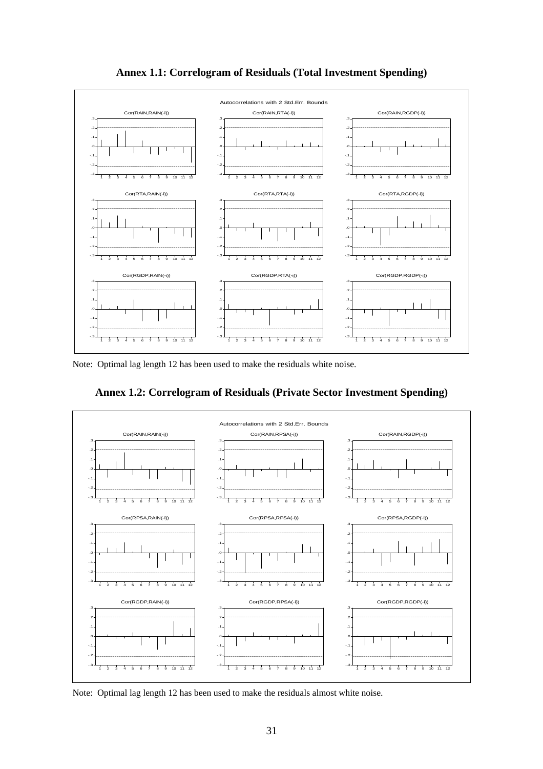## Annex 1.1: Correlogram of Residuals (Total Investment Spending)

Note: Optimal lag length 12 has been used to make the residuals white noise.

## Annex 1.2: Correlogram of Residuals (Private Sector Investment Spending)

Note: Optimal lag length 12 has been used to make the residuals almost white noise.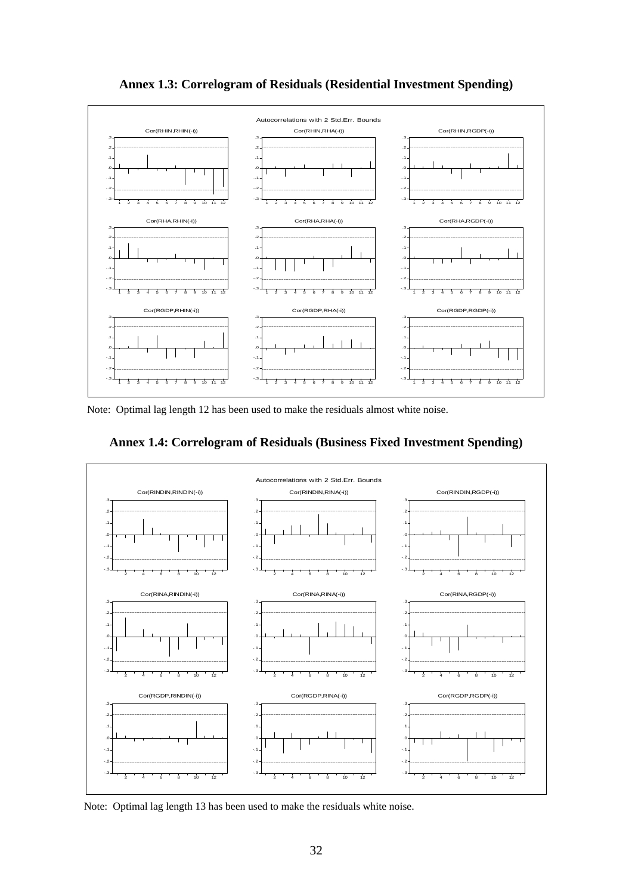**Annex 1.3: Correlogram of Residuals (Residential Investment Spending)**

Note: Optimal lag length 12 has been used to make the residuals almost white noise.

**Annex 1.4: Correlogram of Residuals (Business Fixed Investment Spending)**

Note: Optimal lag length 13 has been used to make the residuals white noise.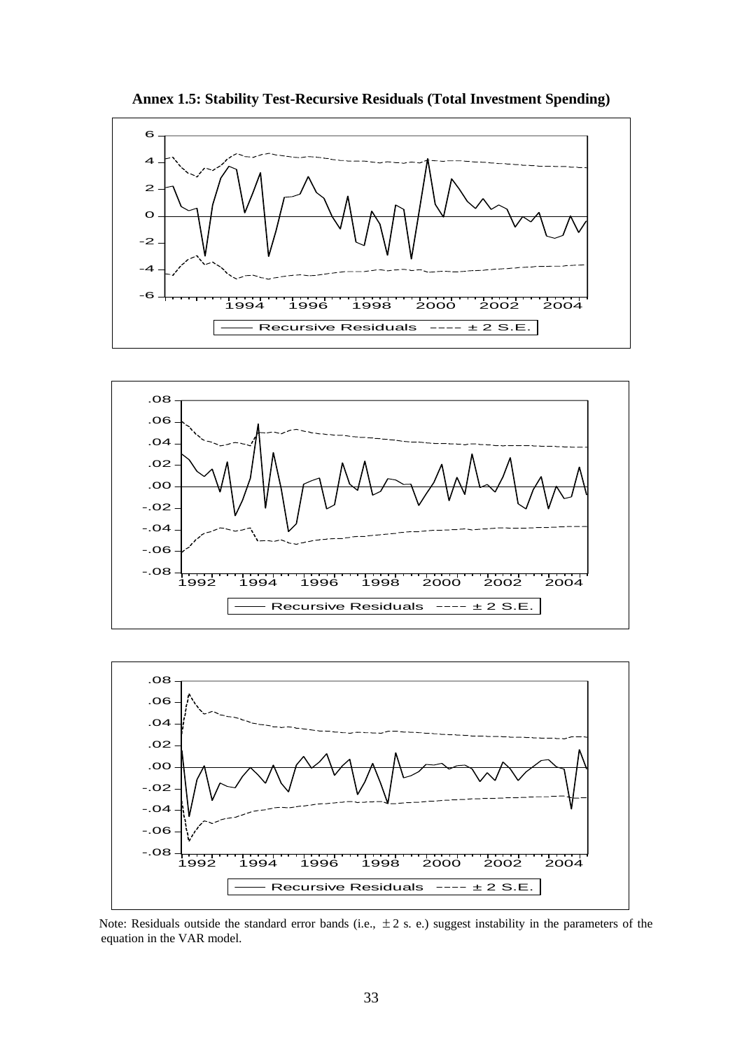**Annex 1.5: Stability Test-Recursive Residuals (Total Investment Spending)**

Note: Residuals outside the standard error bands (i.e., $\pm 2$ s. e.) suggest instability in the parameters of the equation in the VAR model.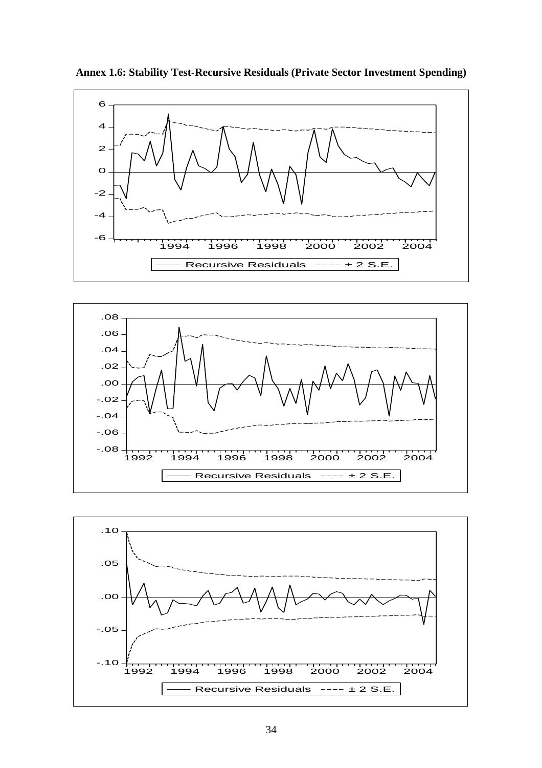**Annex 1.6: Stability Test-Recursive Residuals (Private Sector Investment Spending)**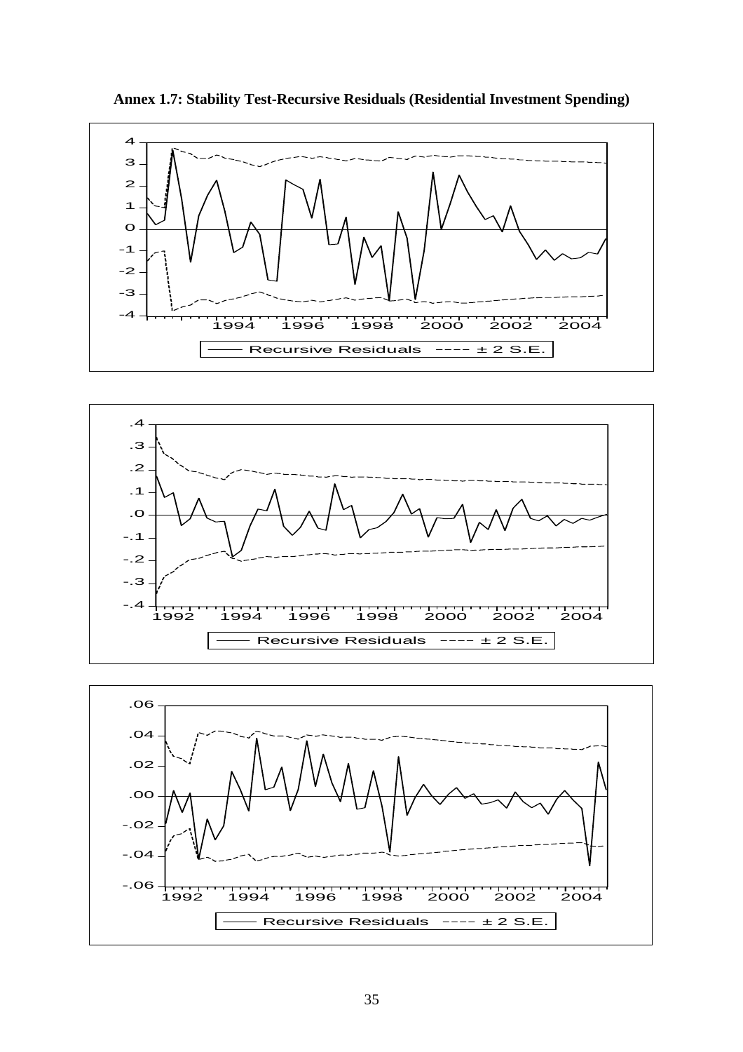**Annex 1.7: Stability Test-Recursive Residuals (Residential Investment Spending)**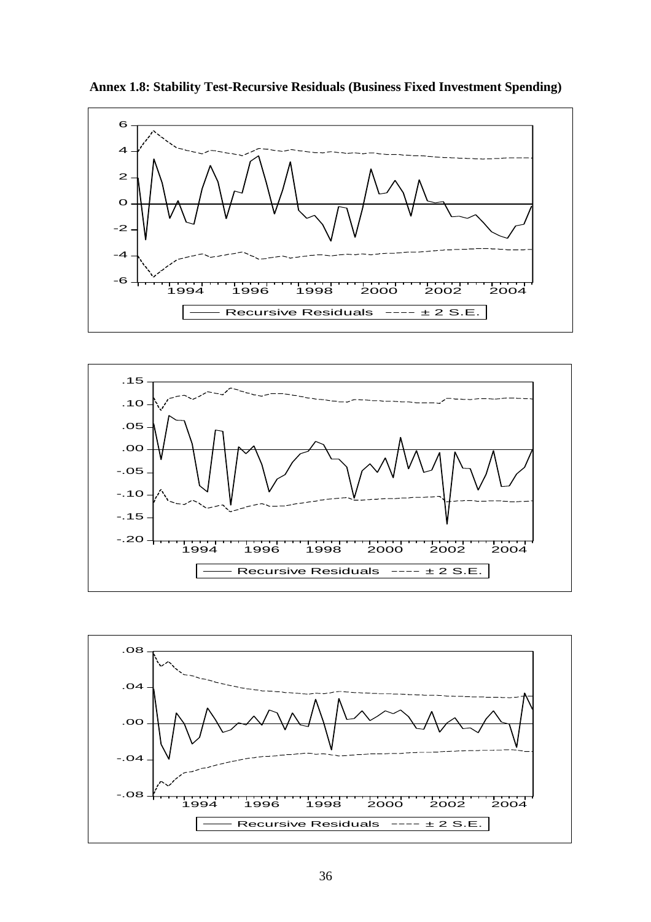**Annex 1.8: Stability Test-Recursive Residuals (Business Fixed Investment Spending)**

6
4
2
0
-2
-4
-6
1994 1996 1998 2000 2002 2004
Recursive Residuals ---- ± 2 S.E.

.15
.10
.05
.00
-.05
-.10
-.15
-.20
1994 1996 1998 2000 2002 2004
Recursive Residuals ---- ± 2 S.E.

.08
.04
.00
-.04
-.08
1994 1996 1998 2000 2002 2004
Recursive Residuals ---- ± 2 S.E.